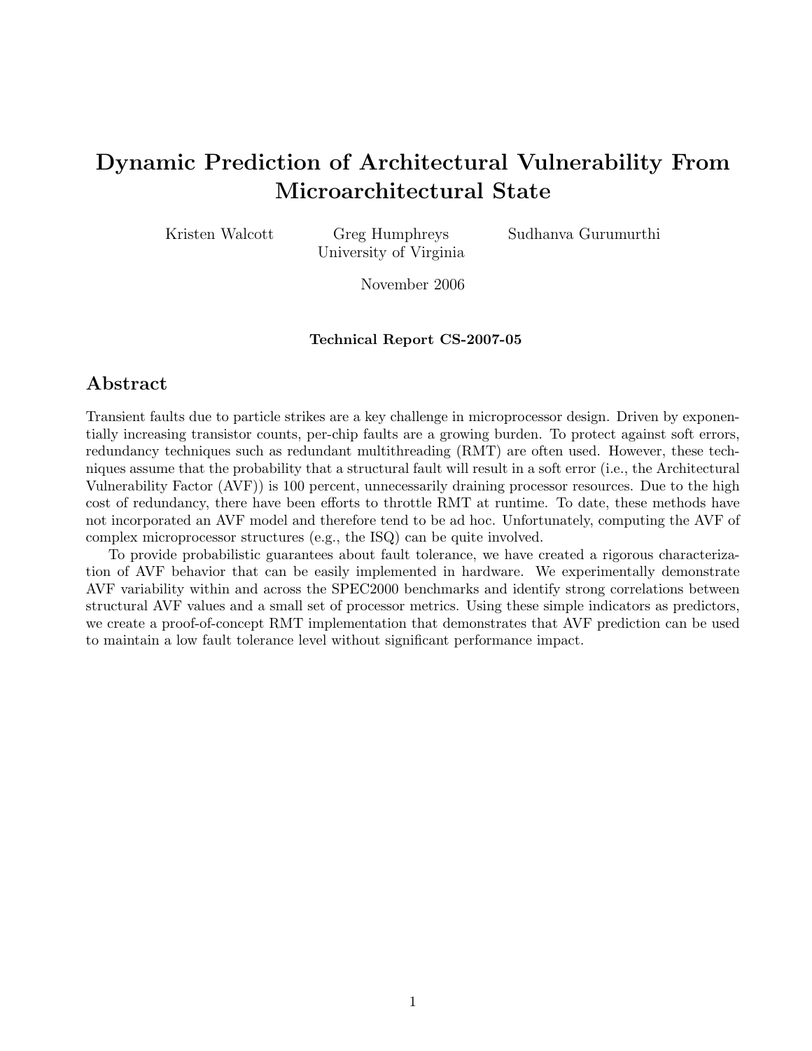# Dynamic Prediction of Architectural Vulnerability From Microarchitectural State

Kristen Walcott Greg Humphreys Sudhanva Gurumurthi
University of Virginia

November 2006

**Technical Report CS-2007-05**

## Abstract

Transient faults due to particle strikes are a key challenge in microprocessor design. Driven by exponentially increasing transistor counts, per-chip faults are a growing burden. To protect against soft errors, redundancy techniques such as redundant multithreading (RMT) are often used. However, these techniques assume that the probability that a structural fault will result in a soft error (i.e., the Architectural Vulnerability Factor (AVF)) is 100 percent, unnecessarily draining processor resources. Due to the high cost of redundancy, there have been efforts to throttle RMT at runtime. To date, these methods have not incorporated an AVF model and therefore tend to be ad hoc. Unfortunately, computing the AVF of complex microprocessor structures (e.g., the ISQ) can be quite involved.

To provide probabilistic guarantees about fault tolerance, we have created a rigorous characterization of AVF behavior that can be easily implemented in hardware. We experimentally demonstrate AVF variability within and across the SPEC2000 benchmarks and identify strong correlations between structural AVF values and a small set of processor metrics. Using these simple indicators as predictors, we create a proof-of-concept RMT implementation that demonstrates that AVF prediction can be used to maintain a low fault tolerance level without significant performance impact.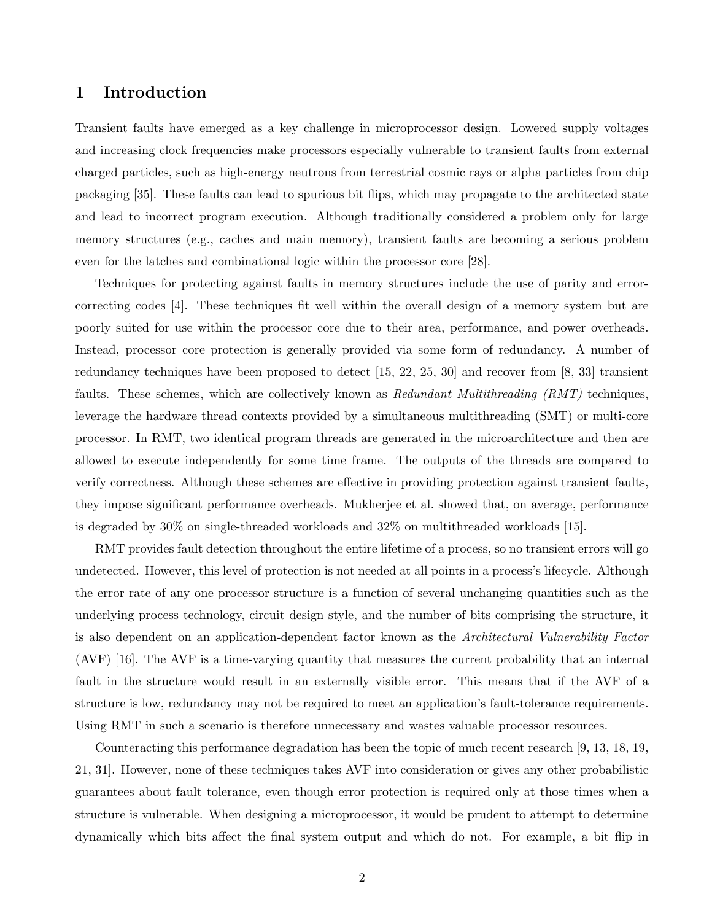# 1 Introduction

Transient faults have emerged as a key challenge in microprocessor design. Lowered supply voltages and increasing clock frequencies make processors especially vulnerable to transient faults from external charged particles, such as high-energy neutrons from terrestrial cosmic rays or alpha particles from chip packaging [35]. These faults can lead to spurious bit flips, which may propagate to the architected state and lead to incorrect program execution. Although traditionally considered a problem only for large memory structures (e.g., caches and main memory), transient faults are becoming a serious problem even for the latches and combinational logic within the processor core [28].

Techniques for protecting against faults in memory structures include the use of parity and error-correcting codes [4]. These techniques fit well within the overall design of a memory system but are poorly suited for use within the processor core due to their area, performance, and power overheads. Instead, processor core protection is generally provided via some form of redundancy. A number of redundancy techniques have been proposed to detect [15, 22, 25, 30] and recover from [8, 33] transient faults. These schemes, which are collectively known as *Redundant Multithreading (RMT)* techniques, leverage the hardware thread contexts provided by a simultaneous multithreading (SMT) or multi-core processor. In RMT, two identical program threads are generated in the microarchitecture and then are allowed to execute independently for some time frame. The outputs of the threads are compared to verify correctness. Although these schemes are effective in providing protection against transient faults, they impose significant performance overheads. Mukherjee et al. showed that, on average, performance is degraded by 30% on single-threaded workloads and 32% on multithreaded workloads [15].

RMT provides fault detection throughout the entire lifetime of a process, so no transient errors will go undetected. However, this level of protection is not needed at all points in a process's lifecycle. Although the error rate of any one processor structure is a function of several unchanging quantities such as the underlying process technology, circuit design style, and the number of bits comprising the structure, it is also dependent on an application-dependent factor known as the *Architectural Vulnerability Factor* (AVF) [16]. The AVF is a time-varying quantity that measures the current probability that an internal fault in the structure would result in an externally visible error. This means that if the AVF of a structure is low, redundancy may not be required to meet an application's fault-tolerance requirements. Using RMT in such a scenario is therefore unnecessary and wastes valuable processor resources.

Counteracting this performance degradation has been the topic of much recent research [9, 13, 18, 19, 21, 31]. However, none of these techniques takes AVF into consideration or gives any other probabilistic guarantees about fault tolerance, even though error protection is required only at those times when a structure is vulnerable. When designing a microprocessor, it would be prudent to attempt to determine dynamically which bits affect the final system output and which do not. For example, a bit flip in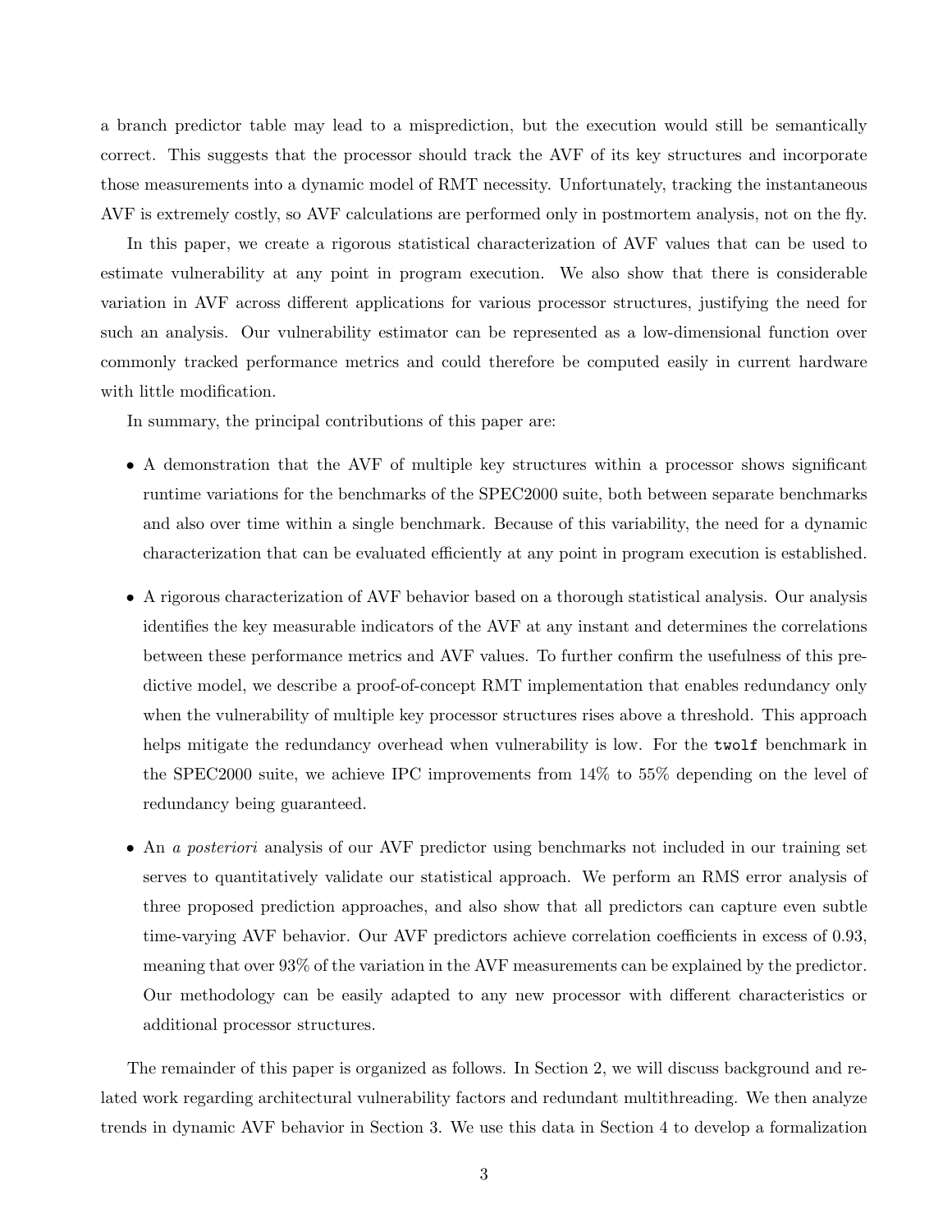a branch predictor table may lead to a misprediction, but the execution would still be semantically correct. This suggests that the processor should track the AVF of its key structures and incorporate those measurements into a dynamic model of RMT necessity. Unfortunately, tracking the instantaneous AVF is extremely costly, so AVF calculations are performed only in postmortem analysis, not on the fly.

In this paper, we create a rigorous statistical characterization of AVF values that can be used to estimate vulnerability at any point in program execution. We also show that there is considerable variation in AVF across different applications for various processor structures, justifying the need for such an analysis. Our vulnerability estimator can be represented as a low-dimensional function over commonly tracked performance metrics and could therefore be computed easily in current hardware with little modification.

In summary, the principal contributions of this paper are:

- A demonstration that the AVF of multiple key structures within a processor shows significant runtime variations for the benchmarks of the SPEC2000 suite, both between separate benchmarks and also over time within a single benchmark. Because of this variability, the need for a dynamic characterization that can be evaluated efficiently at any point in program execution is established.
- A rigorous characterization of AVF behavior based on a thorough statistical analysis. Our analysis identifies the key measurable indicators of the AVF at any instant and determines the correlations between these performance metrics and AVF values. To further confirm the usefulness of this predictive model, we describe a proof-of-concept RMT implementation that enables redundancy only when the vulnerability of multiple key processor structures rises above a threshold. This approach helps mitigate the redundancy overhead when vulnerability is low. For the `twolf` benchmark in the SPEC2000 suite, we achieve IPC improvements from 14% to 55% depending on the level of redundancy being guaranteed.
- An *a posteriori* analysis of our AVF predictor using benchmarks not included in our training set serves to quantitatively validate our statistical approach. We perform an RMS error analysis of three proposed prediction approaches, and also show that all predictors can capture even subtle time-varying AVF behavior. Our AVF predictors achieve correlation coefficients in excess of 0.93, meaning that over 93% of the variation in the AVF measurements can be explained by the predictor. Our methodology can be easily adapted to any new processor with different characteristics or additional processor structures.

The remainder of this paper is organized as follows. In Section 2, we will discuss background and related work regarding architectural vulnerability factors and redundant multithreading. We then analyze trends in dynamic AVF behavior in Section 3. We use this data in Section 4 to develop a formalization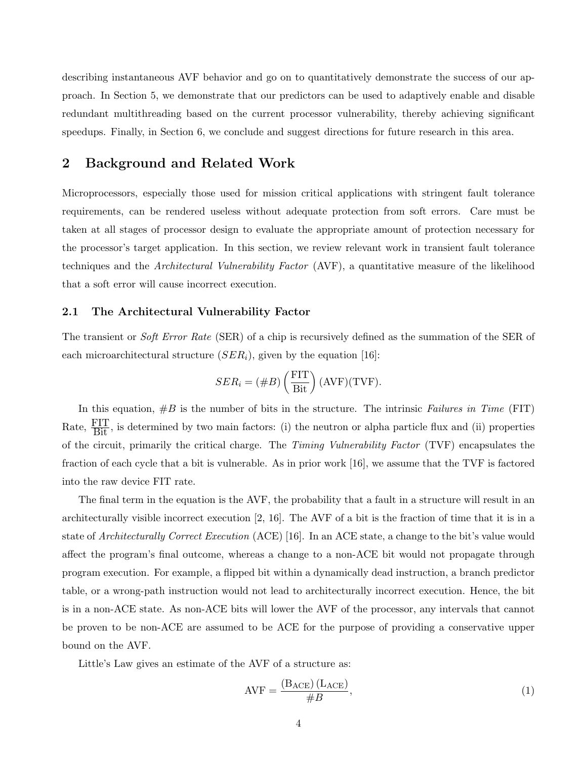describing instantaneous AVF behavior and go on to quantitatively demonstrate the success of our approach. In Section 5, we demonstrate that our predictors can be used to adaptively enable and disable redundant multithreading based on the current processor vulnerability, thereby achieving significant speedups. Finally, in Section 6, we conclude and suggest directions for future research in this area.

## 2 Background and Related Work

Microprocessors, especially those used for mission critical applications with stringent fault tolerance requirements, can be rendered useless without adequate protection from soft errors. Care must be taken at all stages of processor design to evaluate the appropriate amount of protection necessary for the processor's target application. In this section, we review relevant work in transient fault tolerance techniques and the *Architectural Vulnerability Factor* (AVF), a quantitative measure of the likelihood that a soft error will cause incorrect execution.

### 2.1 The Architectural Vulnerability Factor

The transient or *Soft Error Rate* (SER) of a chip is recursively defined as the summation of the SER of each microarchitectural structure ($SER_i$), given by the equation [16]:

$$SER_i = (\#B)\left(\frac{\text{FIT}}{\text{Bit}}\right)(\text{AVF})(\text{TVF}).$$

In this equation, $\#B$ is the number of bits in the structure. The intrinsic *Failures in Time* (FIT) Rate, $\frac{\text{FIT}}{\text{Bit}}$, is determined by two main factors: (i) the neutron or alpha particle flux and (ii) properties of the circuit, primarily the critical charge. The *Timing Vulnerability Factor* (TVF) encapsulates the fraction of each cycle that a bit is vulnerable. As in prior work [16], we assume that the TVF is factored into the raw device FIT rate.

The final term in the equation is the AVF, the probability that a fault in a structure will result in an architecturally visible incorrect execution [2, 16]. The AVF of a bit is the fraction of time that it is in a state of *Architecturally Correct Execution* (ACE) [16]. In an ACE state, a change to the bit's value would affect the program's final outcome, whereas a change to a non-ACE bit would not propagate through program execution. For example, a flipped bit within a dynamically dead instruction, a branch predictor table, or a wrong-path instruction would not lead to architecturally incorrect execution. Hence, the bit is in a non-ACE state. As non-ACE bits will lower the AVF of the processor, any intervals that cannot be proven to be non-ACE are assumed to be ACE for the purpose of providing a conservative upper bound on the AVF.

Little's Law gives an estimate of the AVF of a structure as:

$$\text{AVF} = \frac{(\text{B}_{\text{ACE}})(\text{L}_{\text{ACE}})}{\#B}, \tag{1}$$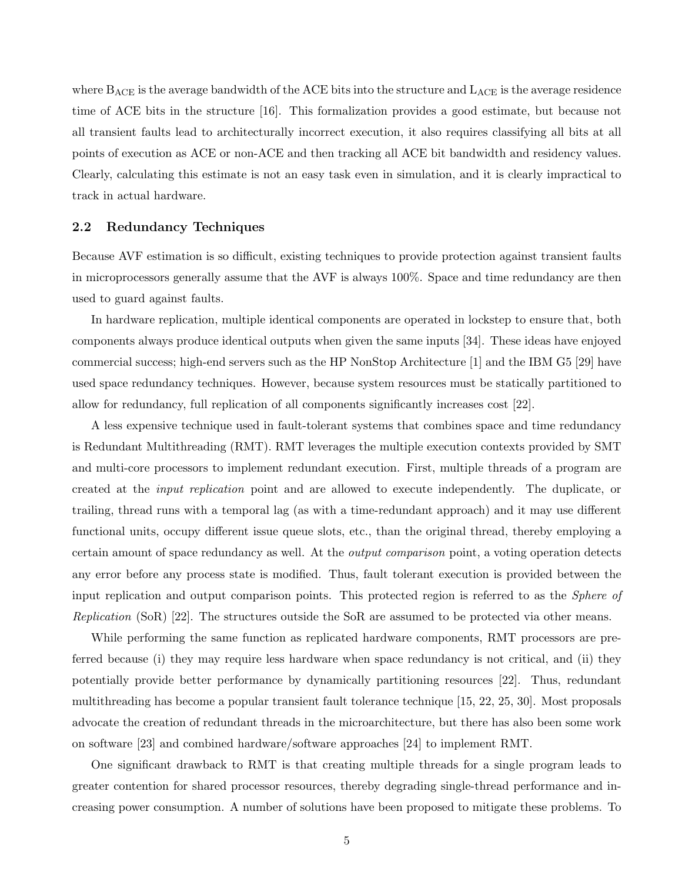where $B_{ACE}$ is the average bandwidth of the ACE bits into the structure and $L_{ACE}$ is the average residence time of ACE bits in the structure [16]. This formalization provides a good estimate, but because not all transient faults lead to architecturally incorrect execution, it also requires classifying all bits at all points of execution as ACE or non-ACE and then tracking all ACE bit bandwidth and residency values. Clearly, calculating this estimate is not an easy task even in simulation, and it is clearly impractical to track in actual hardware.

### 2.2 Redundancy Techniques

Because AVF estimation is so difficult, existing techniques to provide protection against transient faults in microprocessors generally assume that the AVF is always 100%. Space and time redundancy are then used to guard against faults.

In hardware replication, multiple identical components are operated in lockstep to ensure that, both components always produce identical outputs when given the same inputs [34]. These ideas have enjoyed commercial success; high-end servers such as the HP NonStop Architecture [1] and the IBM G5 [29] have used space redundancy techniques. However, because system resources must be statically partitioned to allow for redundancy, full replication of all components significantly increases cost [22].

A less expensive technique used in fault-tolerant systems that combines space and time redundancy is Redundant Multithreading (RMT). RMT leverages the multiple execution contexts provided by SMT and multi-core processors to implement redundant execution. First, multiple threads of a program are created at the *input replication* point and are allowed to execute independently. The duplicate, or trailing, thread runs with a temporal lag (as with a time-redundant approach) and it may use different functional units, occupy different issue queue slots, etc., than the original thread, thereby employing a certain amount of space redundancy as well. At the *output comparison* point, a voting operation detects any error before any process state is modified. Thus, fault tolerant execution is provided between the input replication and output comparison points. This protected region is referred to as the *Sphere of Replication* (SoR) [22]. The structures outside the SoR are assumed to be protected via other means.

While performing the same function as replicated hardware components, RMT processors are preferred because (i) they may require less hardware when space redundancy is not critical, and (ii) they potentially provide better performance by dynamically partitioning resources [22]. Thus, redundant multithreading has become a popular transient fault tolerance technique [15, 22, 25, 30]. Most proposals advocate the creation of redundant threads in the microarchitecture, but there has also been some work on software [23] and combined hardware/software approaches [24] to implement RMT.

One significant drawback to RMT is that creating multiple threads for a single program leads to greater contention for shared processor resources, thereby degrading single-thread performance and increasing power consumption. A number of solutions have been proposed to mitigate these problems. To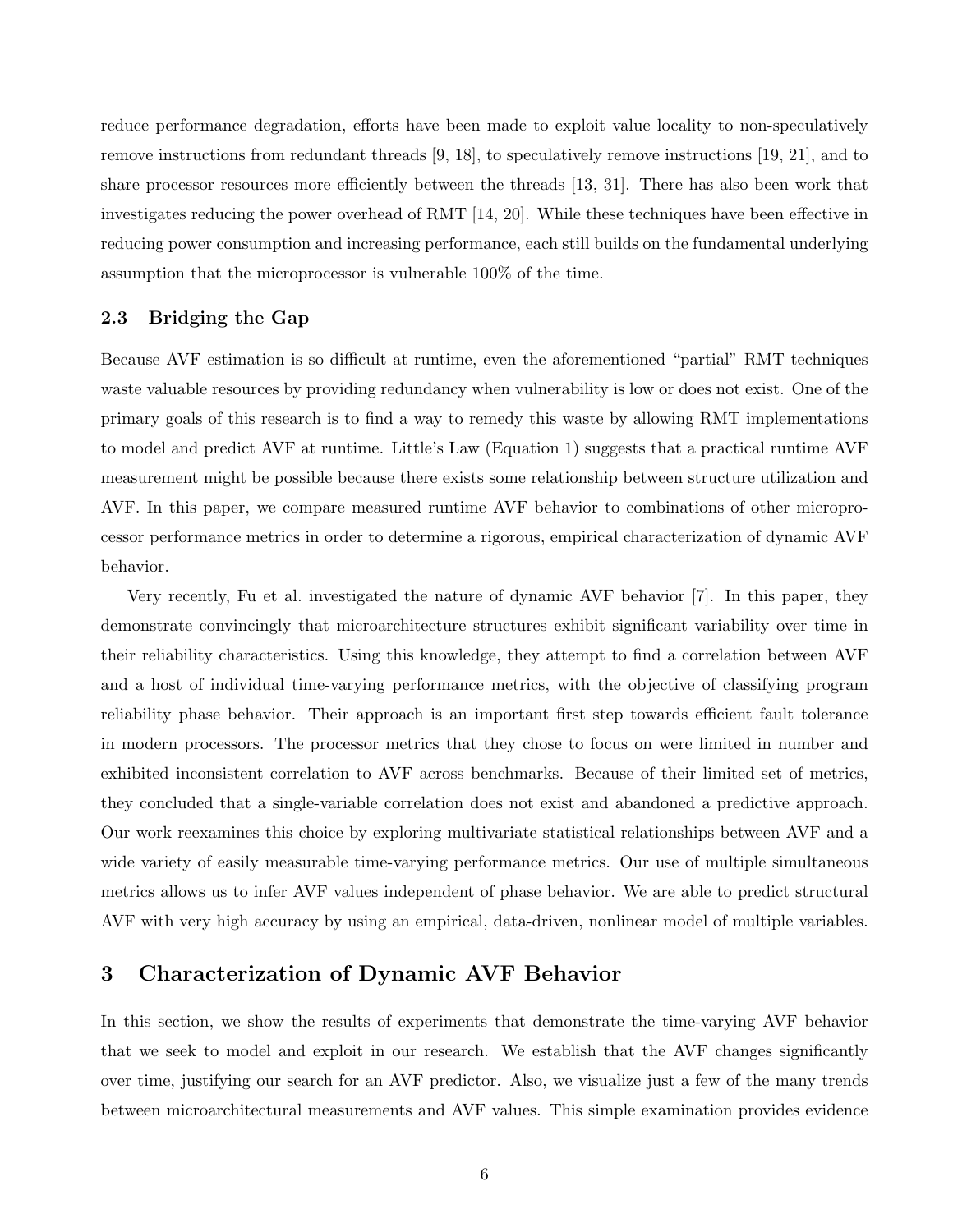reduce performance degradation, efforts have been made to exploit value locality to non-speculatively remove instructions from redundant threads [9, 18], to speculatively remove instructions [19, 21], and to share processor resources more efficiently between the threads [13, 31]. There has also been work that investigates reducing the power overhead of RMT [14, 20]. While these techniques have been effective in reducing power consumption and increasing performance, each still builds on the fundamental underlying assumption that the microprocessor is vulnerable 100% of the time.

### 2.3 Bridging the Gap

Because AVF estimation is so difficult at runtime, even the aforementioned "partial" RMT techniques waste valuable resources by providing redundancy when vulnerability is low or does not exist. One of the primary goals of this research is to find a way to remedy this waste by allowing RMT implementations to model and predict AVF at runtime. Little's Law (Equation 1) suggests that a practical runtime AVF measurement might be possible because there exists some relationship between structure utilization and AVF. In this paper, we compare measured runtime AVF behavior to combinations of other microprocessor performance metrics in order to determine a rigorous, empirical characterization of dynamic AVF behavior.

Very recently, Fu et al. investigated the nature of dynamic AVF behavior [7]. In this paper, they demonstrate convincingly that microarchitecture structures exhibit significant variability over time in their reliability characteristics. Using this knowledge, they attempt to find a correlation between AVF and a host of individual time-varying performance metrics, with the objective of classifying program reliability phase behavior. Their approach is an important first step towards efficient fault tolerance in modern processors. The processor metrics that they chose to focus on were limited in number and exhibited inconsistent correlation to AVF across benchmarks. Because of their limited set of metrics, they concluded that a single-variable correlation does not exist and abandoned a predictive approach. Our work reexamines this choice by exploring multivariate statistical relationships between AVF and a wide variety of easily measurable time-varying performance metrics. Our use of multiple simultaneous metrics allows us to infer AVF values independent of phase behavior. We are able to predict structural AVF with very high accuracy by using an empirical, data-driven, nonlinear model of multiple variables.

## 3 Characterization of Dynamic AVF Behavior

In this section, we show the results of experiments that demonstrate the time-varying AVF behavior that we seek to model and exploit in our research. We establish that the AVF changes significantly over time, justifying our search for an AVF predictor. Also, we visualize just a few of the many trends between microarchitectural measurements and AVF values. This simple examination provides evidence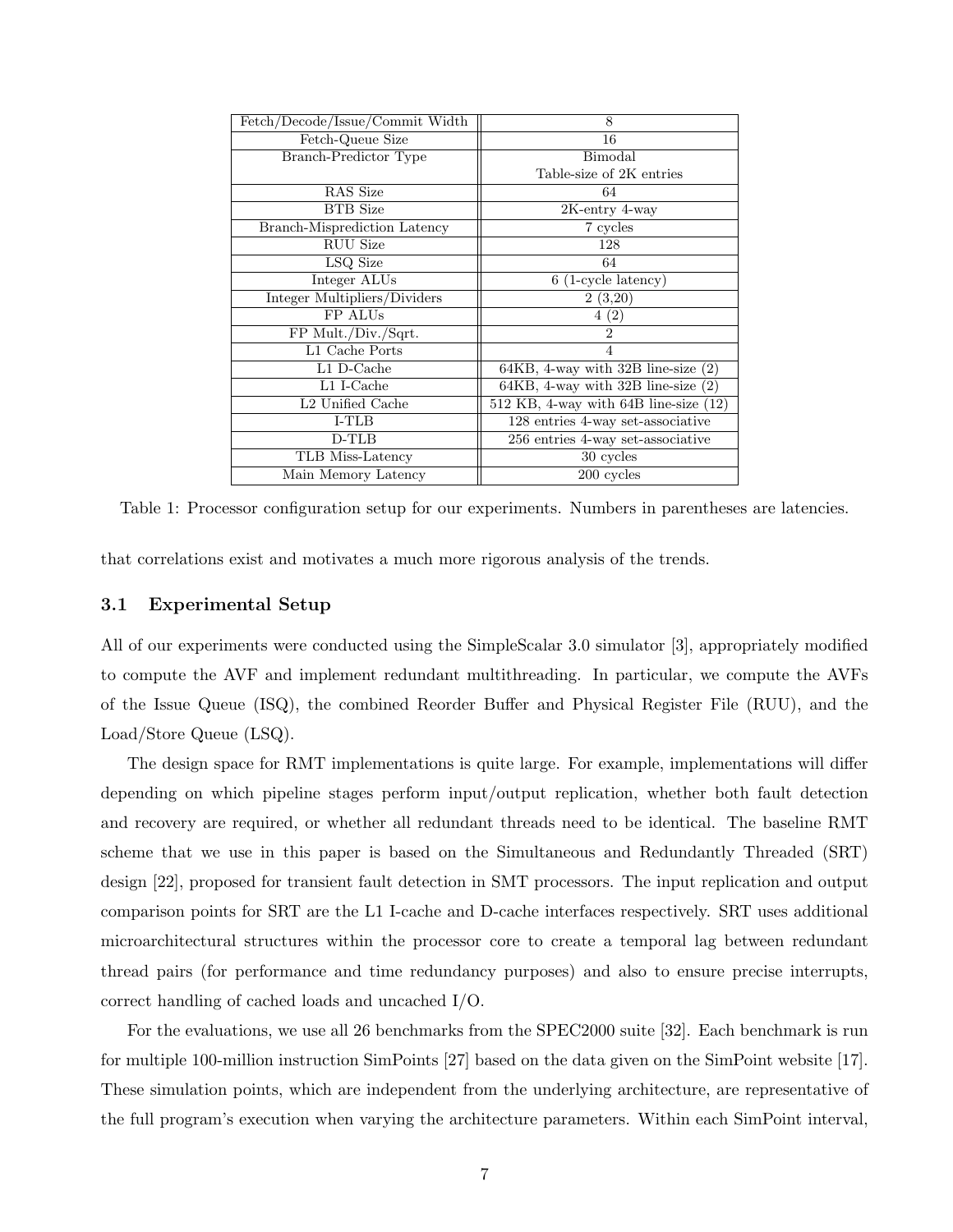| Fetch/Decode/Issue/Commit Width | 8 |
|---|---|
| Fetch-Queue Size | 16 |
| Branch-Predictor Type | Bimodal<br>Table-size of 2K entries |
| RAS Size | 64 |
| BTB Size | 2K-entry 4-way |
| Branch-Misprediction Latency | 7 cycles |
| RUU Size | 128 |
| LSQ Size | 64 |
| Integer ALUs | 6 (1-cycle latency) |
| Integer Multipliers/Dividers | 2 (3,20) |
| FP ALUs | 4 (2) |
| FP Mult./Div./Sqrt. | 2 |
| L1 Cache Ports | 4 |
| L1 D-Cache | 64KB, 4-way with 32B line-size (2) |
| L1 I-Cache | 64KB, 4-way with 32B line-size (2) |
| L2 Unified Cache | 512 KB, 4-way with 64B line-size (12) |
| I-TLB | 128 entries 4-way set-associative |
| D-TLB | 256 entries 4-way set-associative |
| TLB Miss-Latency | 30 cycles |
| Main Memory Latency | 200 cycles |

Table 1: Processor configuration setup for our experiments. Numbers in parentheses are latencies.

that correlations exist and motivates a much more rigorous analysis of the trends.

### 3.1 Experimental Setup

All of our experiments were conducted using the SimpleScalar 3.0 simulator [3], appropriately modified to compute the AVF and implement redundant multithreading. In particular, we compute the AVFs of the Issue Queue (ISQ), the combined Reorder Buffer and Physical Register File (RUU), and the Load/Store Queue (LSQ).

The design space for RMT implementations is quite large. For example, implementations will differ depending on which pipeline stages perform input/output replication, whether both fault detection and recovery are required, or whether all redundant threads need to be identical. The baseline RMT scheme that we use in this paper is based on the Simultaneous and Redundantly Threaded (SRT) design [22], proposed for transient fault detection in SMT processors. The input replication and output comparison points for SRT are the L1 I-cache and D-cache interfaces respectively. SRT uses additional microarchitectural structures within the processor core to create a temporal lag between redundant thread pairs (for performance and time redundancy purposes) and also to ensure precise interrupts, correct handling of cached loads and uncached I/O.

For the evaluations, we use all 26 benchmarks from the SPEC2000 suite [32]. Each benchmark is run for multiple 100-million instruction SimPoints [27] based on the data given on the SimPoint website [17]. These simulation points, which are independent from the underlying architecture, are representative of the full program's execution when varying the architecture parameters. Within each SimPoint interval,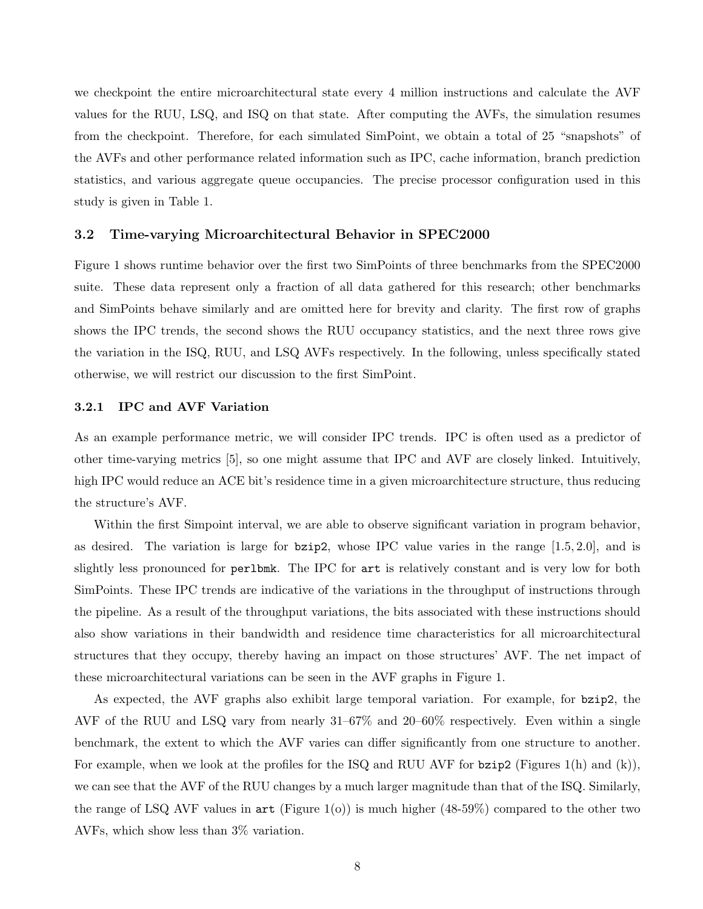we checkpoint the entire microarchitectural state every 4 million instructions and calculate the AVF values for the RUU, LSQ, and ISQ on that state. After computing the AVFs, the simulation resumes from the checkpoint. Therefore, for each simulated SimPoint, we obtain a total of 25 "snapshots" of the AVFs and other performance related information such as IPC, cache information, branch prediction statistics, and various aggregate queue occupancies. The precise processor configuration used in this study is given in Table 1.

### 3.2 Time-varying Microarchitectural Behavior in SPEC2000

Figure 1 shows runtime behavior over the first two SimPoints of three benchmarks from the SPEC2000 suite. These data represent only a fraction of all data gathered for this research; other benchmarks and SimPoints behave similarly and are omitted here for brevity and clarity. The first row of graphs shows the IPC trends, the second shows the RUU occupancy statistics, and the next three rows give the variation in the ISQ, RUU, and LSQ AVFs respectively. In the following, unless specifically stated otherwise, we will restrict our discussion to the first SimPoint.

#### 3.2.1 IPC and AVF Variation

As an example performance metric, we will consider IPC trends. IPC is often used as a predictor of other time-varying metrics [5], so one might assume that IPC and AVF are closely linked. Intuitively, high IPC would reduce an ACE bit's residence time in a given microarchitecture structure, thus reducing the structure's AVF.

Within the first Simpoint interval, we are able to observe significant variation in program behavior, as desired. The variation is large for `bzip2`, whose IPC value varies in the range $[1.5, 2.0]$, and is slightly less pronounced for `perlbmk`. The IPC for `art` is relatively constant and is very low for both SimPoints. These IPC trends are indicative of the variations in the throughput of instructions through the pipeline. As a result of the throughput variations, the bits associated with these instructions should also show variations in their bandwidth and residence time characteristics for all microarchitectural structures that they occupy, thereby having an impact on those structures' AVF. The net impact of these microarchitectural variations can be seen in the AVF graphs in Figure 1.

As expected, the AVF graphs also exhibit large temporal variation. For example, for `bzip2`, the AVF of the RUU and LSQ vary from nearly 31–67% and 20–60% respectively. Even within a single benchmark, the extent to which the AVF varies can differ significantly from one structure to another. For example, when we look at the profiles for the ISQ and RUU AVF for `bzip2` (Figures 1(h) and (k)), we can see that the AVF of the RUU changes by a much larger magnitude than that of the ISQ. Similarly, the range of LSQ AVF values in `art` (Figure 1(o)) is much higher (48-59%) compared to the other two AVFs, which show less than 3% variation.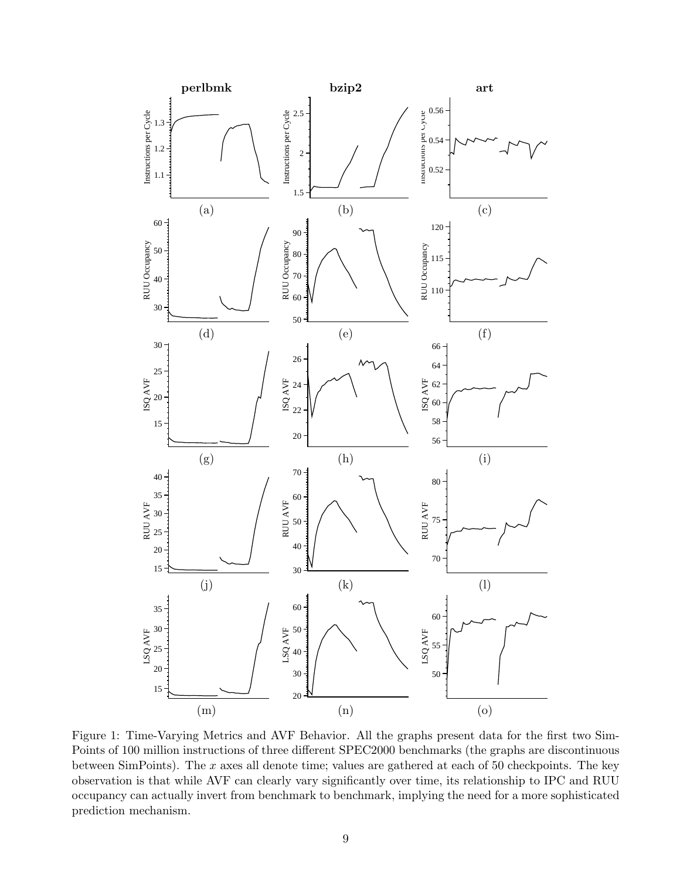Figure 1: Time-Varying Metrics and AVF Behavior. All the graphs present data for the first two SimPoints of 100 million instructions of three different SPEC2000 benchmarks (the graphs are discontinuous between SimPoints). The $x$ axes all denote time; values are gathered at each of 50 checkpoints. The key observation is that while AVF can clearly vary significantly over time, its relationship to IPC and RUU occupancy can actually invert from benchmark to benchmark, implying the need for a more sophisticated prediction mechanism.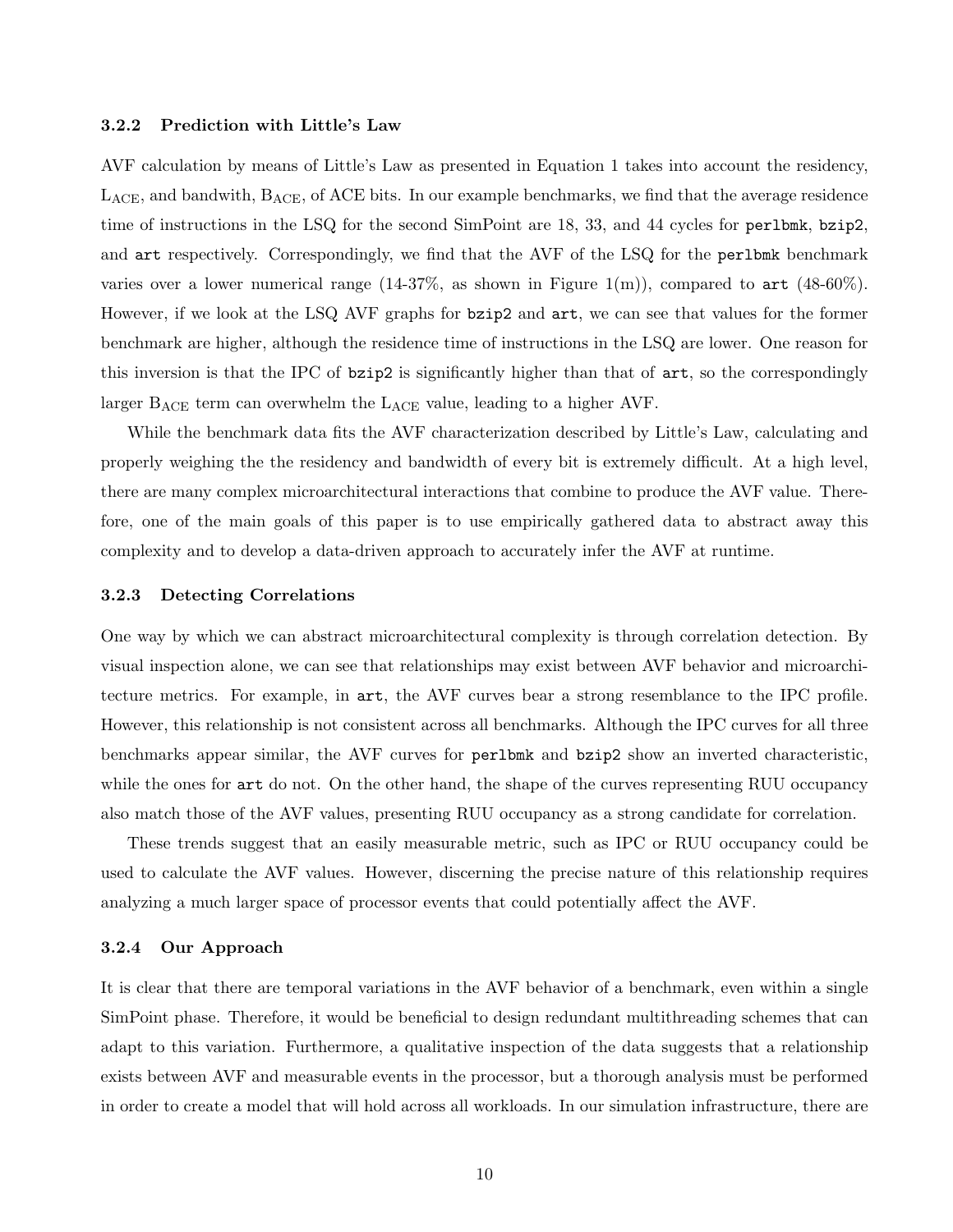### 3.2.2 Prediction with Little's Law

AVF calculation by means of Little's Law as presented in Equation 1 takes into account the residency, $L_{ACE}$, and bandwith, $B_{ACE}$, of ACE bits. In our example benchmarks, we find that the average residence time of instructions in the LSQ for the second SimPoint are 18, 33, and 44 cycles for `perlbmk`, `bzip2`, and `art` respectively. Correspondingly, we find that the AVF of the LSQ for the `perlbmk` benchmark varies over a lower numerical range (14-37%, as shown in Figure 1(m)), compared to `art` (48-60%). However, if we look at the LSQ AVF graphs for `bzip2` and `art`, we can see that values for the former benchmark are higher, although the residence time of instructions in the LSQ are lower. One reason for this inversion is that the IPC of `bzip2` is significantly higher than that of `art`, so the correspondingly larger $B_{ACE}$ term can overwhelm the $L_{ACE}$ value, leading to a higher AVF.

While the benchmark data fits the AVF characterization described by Little's Law, calculating and properly weighing the the residency and bandwidth of every bit is extremely difficult. At a high level, there are many complex microarchitectural interactions that combine to produce the AVF value. Therefore, one of the main goals of this paper is to use empirically gathered data to abstract away this complexity and to develop a data-driven approach to accurately infer the AVF at runtime.

### 3.2.3 Detecting Correlations

One way by which we can abstract microarchitectural complexity is through correlation detection. By visual inspection alone, we can see that relationships may exist between AVF behavior and microarchitecture metrics. For example, in `art`, the AVF curves bear a strong resemblance to the IPC profile. However, this relationship is not consistent across all benchmarks. Although the IPC curves for all three benchmarks appear similar, the AVF curves for `perlbmk` and `bzip2` show an inverted characteristic, while the ones for `art` do not. On the other hand, the shape of the curves representing RUU occupancy also match those of the AVF values, presenting RUU occupancy as a strong candidate for correlation.

These trends suggest that an easily measurable metric, such as IPC or RUU occupancy could be used to calculate the AVF values. However, discerning the precise nature of this relationship requires analyzing a much larger space of processor events that could potentially affect the AVF.

### 3.2.4 Our Approach

It is clear that there are temporal variations in the AVF behavior of a benchmark, even within a single SimPoint phase. Therefore, it would be beneficial to design redundant multithreading schemes that can adapt to this variation. Furthermore, a qualitative inspection of the data suggests that a relationship exists between AVF and measurable events in the processor, but a thorough analysis must be performed in order to create a model that will hold across all workloads. In our simulation infrastructure, there are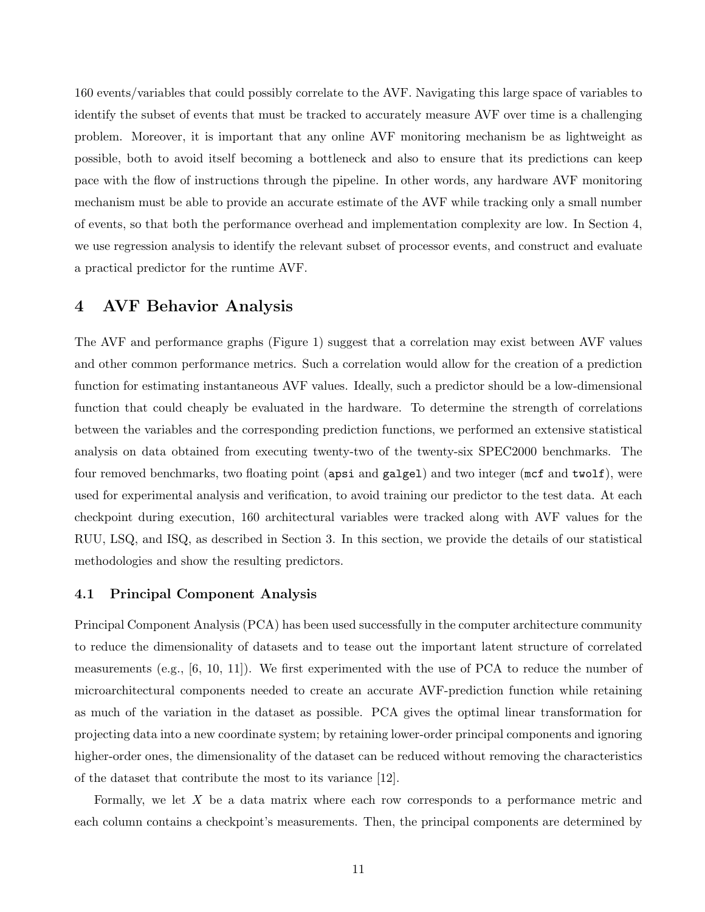160 events/variables that could possibly correlate to the AVF. Navigating this large space of variables to identify the subset of events that must be tracked to accurately measure AVF over time is a challenging problem. Moreover, it is important that any online AVF monitoring mechanism be as lightweight as possible, both to avoid itself becoming a bottleneck and also to ensure that its predictions can keep pace with the flow of instructions through the pipeline. In other words, any hardware AVF monitoring mechanism must be able to provide an accurate estimate of the AVF while tracking only a small number of events, so that both the performance overhead and implementation complexity are low. In Section 4, we use regression analysis to identify the relevant subset of processor events, and construct and evaluate a practical predictor for the runtime AVF.

## 4 AVF Behavior Analysis

The AVF and performance graphs (Figure 1) suggest that a correlation may exist between AVF values and other common performance metrics. Such a correlation would allow for the creation of a prediction function for estimating instantaneous AVF values. Ideally, such a predictor should be a low-dimensional function that could cheaply be evaluated in the hardware. To determine the strength of correlations between the variables and the corresponding prediction functions, we performed an extensive statistical analysis on data obtained from executing twenty-two of the twenty-six SPEC2000 benchmarks. The four removed benchmarks, two floating point (`apsi` and `galgel`) and two integer (`mcf` and `twolf`), were used for experimental analysis and verification, to avoid training our predictor to the test data. At each checkpoint during execution, 160 architectural variables were tracked along with AVF values for the RUU, LSQ, and ISQ, as described in Section 3. In this section, we provide the details of our statistical methodologies and show the resulting predictors.

### 4.1 Principal Component Analysis

Principal Component Analysis (PCA) has been used successfully in the computer architecture community to reduce the dimensionality of datasets and to tease out the important latent structure of correlated measurements (e.g., [6, 10, 11]). We first experimented with the use of PCA to reduce the number of microarchitectural components needed to create an accurate AVF-prediction function while retaining as much of the variation in the dataset as possible. PCA gives the optimal linear transformation for projecting data into a new coordinate system; by retaining lower-order principal components and ignoring higher-order ones, the dimensionality of the dataset can be reduced without removing the characteristics of the dataset that contribute the most to its variance [12].

Formally, we let $X$ be a data matrix where each row corresponds to a performance metric and each column contains a checkpoint's measurements. Then, the principal components are determined by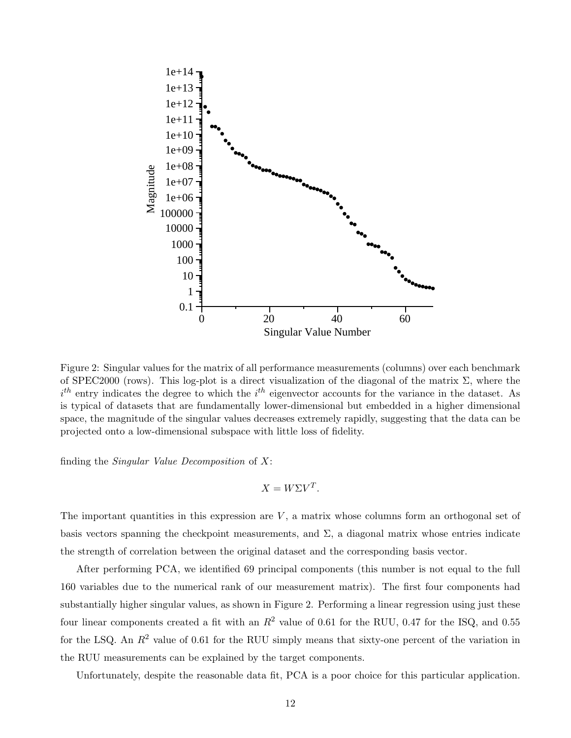Figure 2: Singular values for the matrix of all performance measurements (columns) over each benchmark of SPEC2000 (rows). This log-plot is a direct visualization of the diagonal of the matrix $\Sigma$, where the $i^{th}$ entry indicates the degree to which the $i^{th}$ eigenvector accounts for the variance in the dataset. As is typical of datasets that are fundamentally lower-dimensional but embedded in a higher dimensional space, the magnitude of the singular values decreases extremely rapidly, suggesting that the data can be projected onto a low-dimensional subspace with little loss of fidelity.

finding the *Singular Value Decomposition* of $X$:

$$X = W \Sigma V^T.$$

The important quantities in this expression are $V$, a matrix whose columns form an orthogonal set of basis vectors spanning the checkpoint measurements, and $\Sigma$, a diagonal matrix whose entries indicate the strength of correlation between the original dataset and the corresponding basis vector.

After performing PCA, we identified 69 principal components (this number is not equal to the full 160 variables due to the numerical rank of our measurement matrix). The first four components had substantially higher singular values, as shown in Figure 2. Performing a linear regression using just these four linear components created a fit with an $R^2$ value of 0.61 for the RUU, 0.47 for the ISQ, and 0.55 for the LSQ. An $R^2$ value of 0.61 for the RUU simply means that sixty-one percent of the variation in the RUU measurements can be explained by the target components.

Unfortunately, despite the reasonable data fit, PCA is a poor choice for this particular application.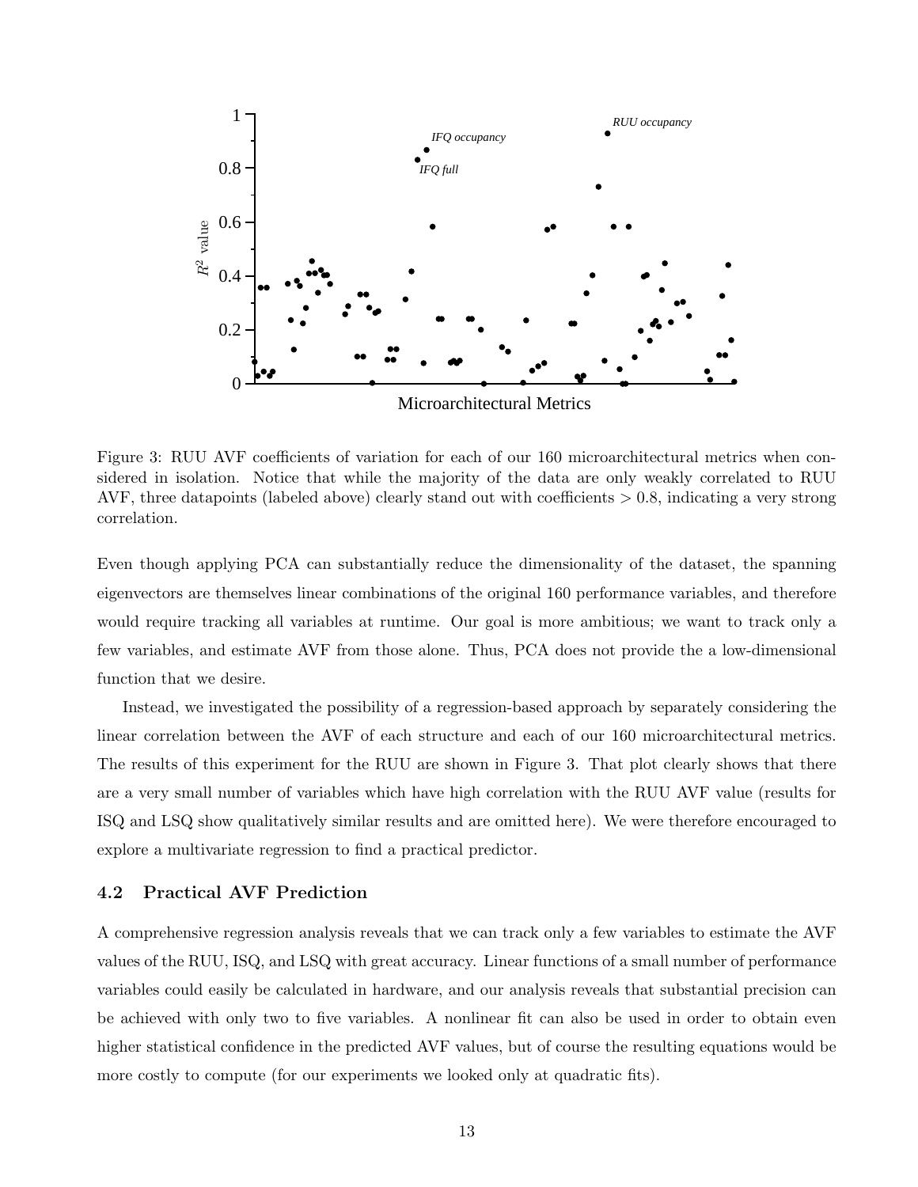Figure 3: RUU AVF coefficients of variation for each of our 160 microarchitectural metrics when considered in isolation. Notice that while the majority of the data are only weakly correlated to RUU AVF, three datapoints (labeled above) clearly stand out with coefficients $> 0.8$, indicating a very strong correlation.

Even though applying PCA can substantially reduce the dimensionality of the dataset, the spanning eigenvectors are themselves linear combinations of the original 160 performance variables, and therefore would require tracking all variables at runtime. Our goal is more ambitious; we want to track only a few variables, and estimate AVF from those alone. Thus, PCA does not provide the a low-dimensional function that we desire.

Instead, we investigated the possibility of a regression-based approach by separately considering the linear correlation between the AVF of each structure and each of our 160 microarchitectural metrics. The results of this experiment for the RUU are shown in Figure 3. That plot clearly shows that there are a very small number of variables which have high correlation with the RUU AVF value (results for ISQ and LSQ show qualitatively similar results and are omitted here). We were therefore encouraged to explore a multivariate regression to find a practical predictor.

### 4.2 Practical AVF Prediction

A comprehensive regression analysis reveals that we can track only a few variables to estimate the AVF values of the RUU, ISQ, and LSQ with great accuracy. Linear functions of a small number of performance variables could easily be calculated in hardware, and our analysis reveals that substantial precision can be achieved with only two to five variables. A nonlinear fit can also be used in order to obtain even higher statistical confidence in the predicted AVF values, but of course the resulting equations would be more costly to compute (for our experiments we looked only at quadratic fits).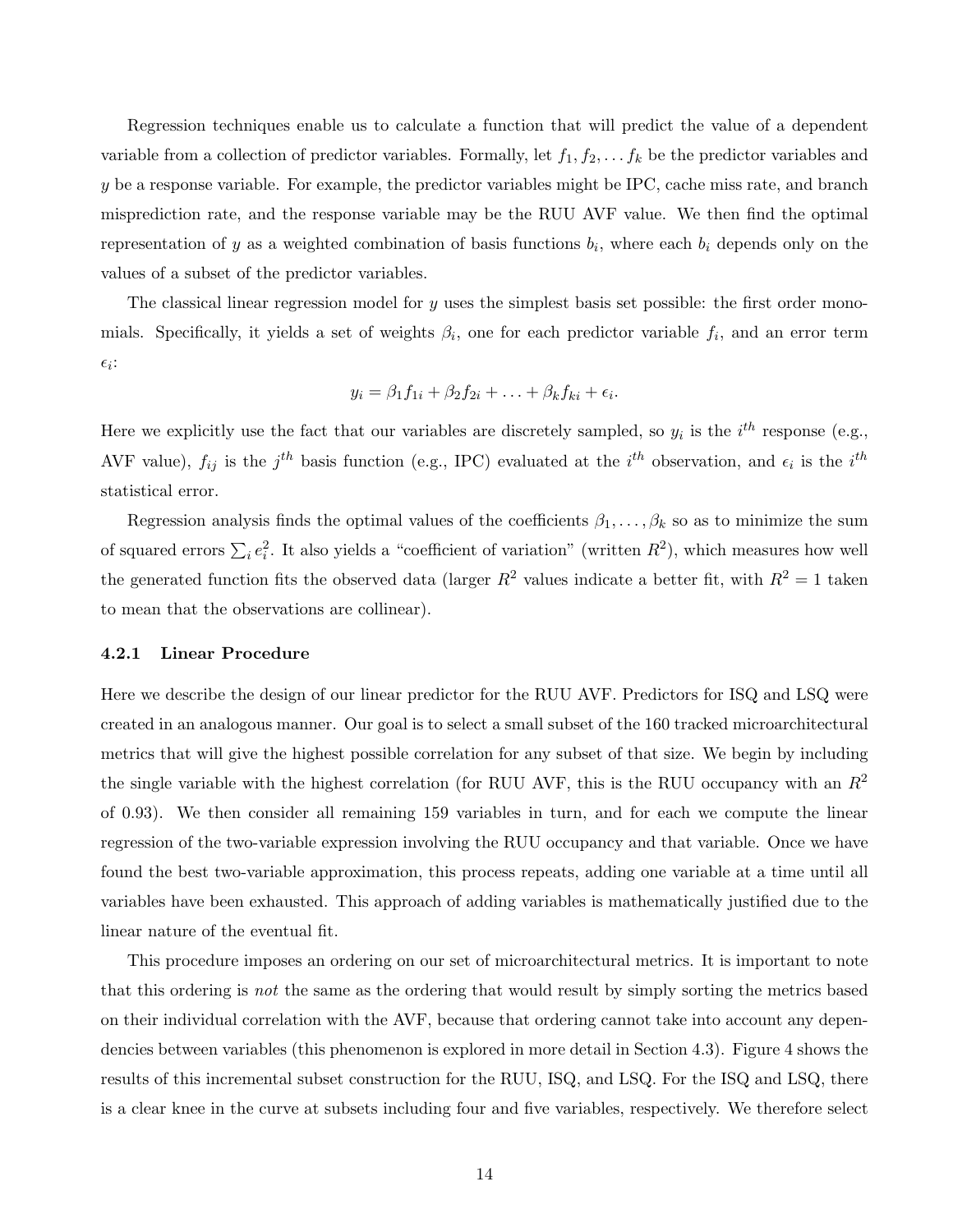Regression techniques enable us to calculate a function that will predict the value of a dependent variable from a collection of predictor variables. Formally, let $f_1, f_2, \ldots f_k$ be the predictor variables and $y$ be a response variable. For example, the predictor variables might be IPC, cache miss rate, and branch misprediction rate, and the response variable may be the RUU AVF value. We then find the optimal representation of $y$ as a weighted combination of basis functions $b_i$, where each $b_i$ depends only on the values of a subset of the predictor variables.

The classical linear regression model for $y$ uses the simplest basis set possible: the first order monomials. Specifically, it yields a set of weights $\beta_i$, one for each predictor variable $f_i$, and an error term $\epsilon_i$:

$$y_i = \beta_1 f_{1i} + \beta_2 f_{2i} + \ldots + \beta_k f_{ki} + \epsilon_i.$$

Here we explicitly use the fact that our variables are discretely sampled, so $y_i$ is the $i^{th}$ response (e.g., AVF value), $f_{ij}$ is the $j^{th}$ basis function (e.g., IPC) evaluated at the $i^{th}$ observation, and $\epsilon_i$ is the $i^{th}$ statistical error.

Regression analysis finds the optimal values of the coefficients $\beta_1, \ldots, \beta_k$ so as to minimize the sum of squared errors $\sum_i e_i^2$. It also yields a "coefficient of variation" (written $R^2$), which measures how well the generated function fits the observed data (larger $R^2$ values indicate a better fit, with $R^2 = 1$ taken to mean that the observations are collinear).

### 4.2.1 Linear Procedure

Here we describe the design of our linear predictor for the RUU AVF. Predictors for ISQ and LSQ were created in an analogous manner. Our goal is to select a small subset of the 160 tracked microarchitectural metrics that will give the highest possible correlation for any subset of that size. We begin by including the single variable with the highest correlation (for RUU AVF, this is the RUU occupancy with an $R^2$ of 0.93). We then consider all remaining 159 variables in turn, and for each we compute the linear regression of the two-variable expression involving the RUU occupancy and that variable. Once we have found the best two-variable approximation, this process repeats, adding one variable at a time until all variables have been exhausted. This approach of adding variables is mathematically justified due to the linear nature of the eventual fit.

This procedure imposes an ordering on our set of microarchitectural metrics. It is important to note that this ordering is *not* the same as the ordering that would result by simply sorting the metrics based on their individual correlation with the AVF, because that ordering cannot take into account any dependencies between variables (this phenomenon is explored in more detail in Section 4.3). Figure 4 shows the results of this incremental subset construction for the RUU, ISQ, and LSQ. For the ISQ and LSQ, there is a clear knee in the curve at subsets including four and five variables, respectively. We therefore select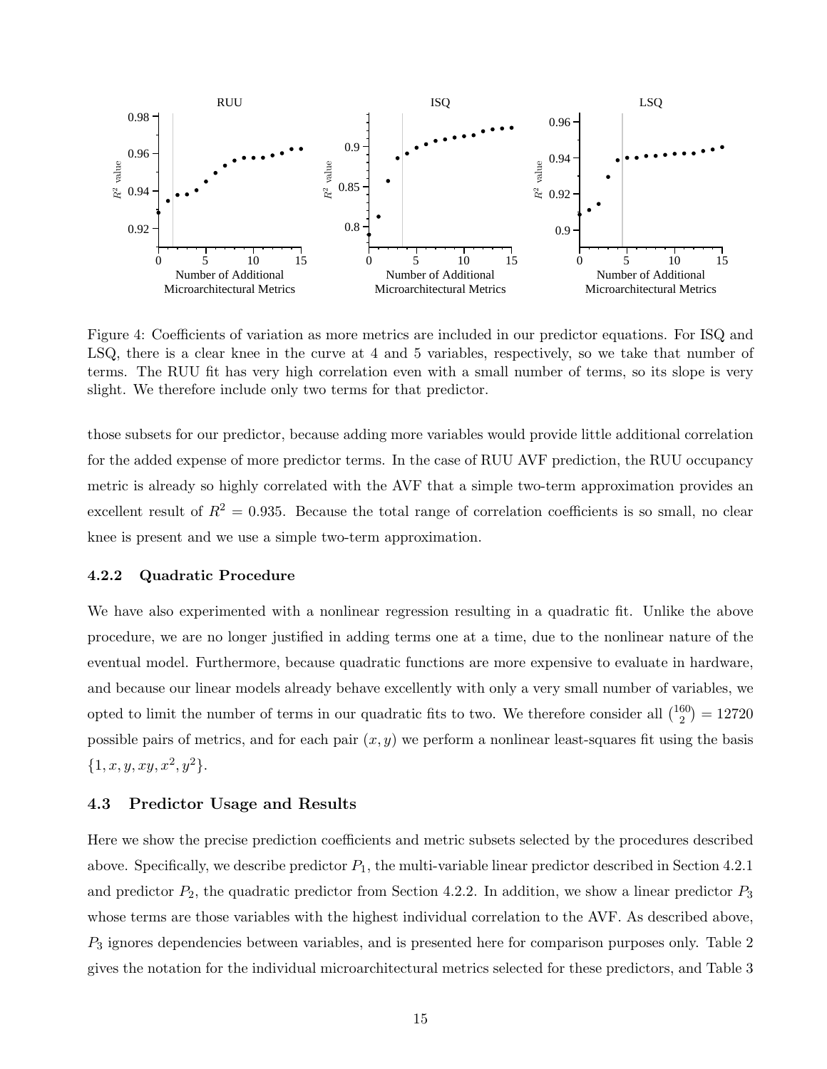Figure 4: Coefficients of variation as more metrics are included in our predictor equations. For ISQ and LSQ, there is a clear knee in the curve at 4 and 5 variables, respectively, so we take that number of terms. The RUU fit has very high correlation even with a small number of terms, so its slope is very slight. We therefore include only two terms for that predictor.

those subsets for our predictor, because adding more variables would provide little additional correlation for the added expense of more predictor terms. In the case of RUU AVF prediction, the RUU occupancy metric is already so highly correlated with the AVF that a simple two-term approximation provides an excellent result of $R^2 = 0.935$. Because the total range of correlation coefficients is so small, no clear knee is present and we use a simple two-term approximation.

### 4.2.2 Quadratic Procedure

We have also experimented with a nonlinear regression resulting in a quadratic fit. Unlike the above procedure, we are no longer justified in adding terms one at a time, due to the nonlinear nature of the eventual model. Furthermore, because quadratic functions are more expensive to evaluate in hardware, and because our linear models already behave excellently with only a very small number of variables, we opted to limit the number of terms in our quadratic fits to two. We therefore consider all $\binom{160}{2} = 12720$ possible pairs of metrics, and for each pair $(x, y)$ we perform a nonlinear least-squares fit using the basis $\{1, x, y, xy, x^2, y^2\}$.

## 4.3 Predictor Usage and Results

Here we show the precise prediction coefficients and metric subsets selected by the procedures described above. Specifically, we describe predictor $P_1$, the multi-variable linear predictor described in Section 4.2.1 and predictor $P_2$, the quadratic predictor from Section 4.2.2. In addition, we show a linear predictor $P_3$ whose terms are those variables with the highest individual correlation to the AVF. As described above, $P_3$ ignores dependencies between variables, and is presented here for comparison purposes only. Table 2 gives the notation for the individual microarchitectural metrics selected for these predictors, and Table 3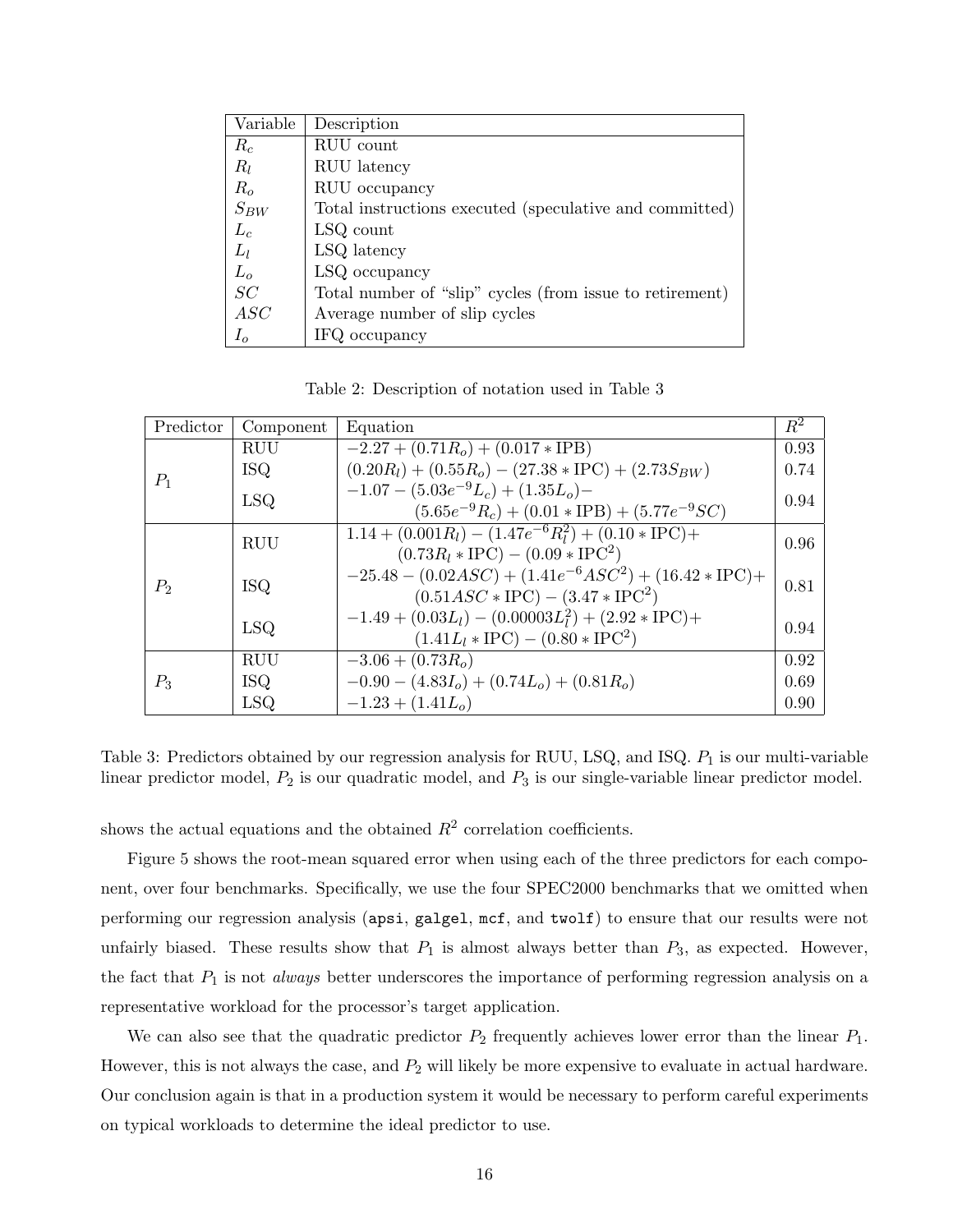| Variable | Description |
|---|---|
| $R_c$ | RUU count |
| $R_l$ | RUU latency |
| $R_o$ | RUU occupancy |
| $S_{BW}$ | Total instructions executed (speculative and committed) |
| $L_c$ | LSQ count |
| $L_l$ | LSQ latency |
| $L_o$ | LSQ occupancy |
| $SC$ | Total number of "slip" cycles (from issue to retirement) |
| $ASC$ | Average number of slip cycles |
| $I_o$ | IFQ occupancy |

Table 2: Description of notation used in Table 3

| Predictor | Component | Equation | $R^2$ |
|---|---|---|---|
| $P_1$ | RUU | $-2.27 + (0.71R_o) + (0.017 * \text{IPB})$ | 0.93 |
| | ISQ | $(0.20R_l) + (0.55R_o) - (27.38 * \text{IPC}) + (2.73S_{BW})$ | 0.74 |
| | LSQ | $-1.07 - (5.03e^{-9}L_c) + (1.35L_o) - (5.65e^{-9}R_c) + (0.01 * \text{IPB}) + (5.77e^{-9}SC)$ | 0.94 |
| $P_2$ | RUU | $1.14 + (0.001R_l) - (1.47e^{-6}R_l^2) + (0.10 * \text{IPC}) + (0.73R_l * \text{IPC}) - (0.09 * \text{IPC}^2)$ | 0.96 |
| | ISQ | $-25.48 - (0.02ASC) + (1.41e^{-6}ASC^2) + (16.42 * \text{IPC}) + (0.51ASC * \text{IPC}) - (3.47 * \text{IPC}^2)$ | 0.81 |
| | LSQ | $-1.49 + (0.03L_l) - (0.00003L_l^2) + (2.92 * \text{IPC}) + (1.41L_l * \text{IPC}) - (0.80 * \text{IPC}^2)$ | 0.94 |
| $P_3$ | RUU | $-3.06 + (0.73R_o)$ | 0.92 |
| | ISQ | $-0.90 - (4.83I_o) + (0.74L_o) + (0.81R_o)$ | 0.69 |
| | LSQ | $-1.23 + (1.41L_o)$ | 0.90 |

Table 3: Predictors obtained by our regression analysis for RUU, LSQ, and ISQ. $P_1$ is our multi-variable linear predictor model, $P_2$ is our quadratic model, and $P_3$ is our single-variable linear predictor model.

shows the actual equations and the obtained $R^2$ correlation coefficients.

Figure 5 shows the root-mean squared error when using each of the three predictors for each component, over four benchmarks. Specifically, we use the four SPEC2000 benchmarks that we omitted when performing our regression analysis (`apsi`, `galgel`, `mcf`, and `twolf`) to ensure that our results were not unfairly biased. These results show that $P_1$ is almost always better than $P_3$, as expected. However, the fact that $P_1$ is not *always* better underscores the importance of performing regression analysis on a representative workload for the processor's target application.

We can also see that the quadratic predictor $P_2$ frequently achieves lower error than the linear $P_1$. However, this is not always the case, and $P_2$ will likely be more expensive to evaluate in actual hardware. Our conclusion again is that in a production system it would be necessary to perform careful experiments on typical workloads to determine the ideal predictor to use.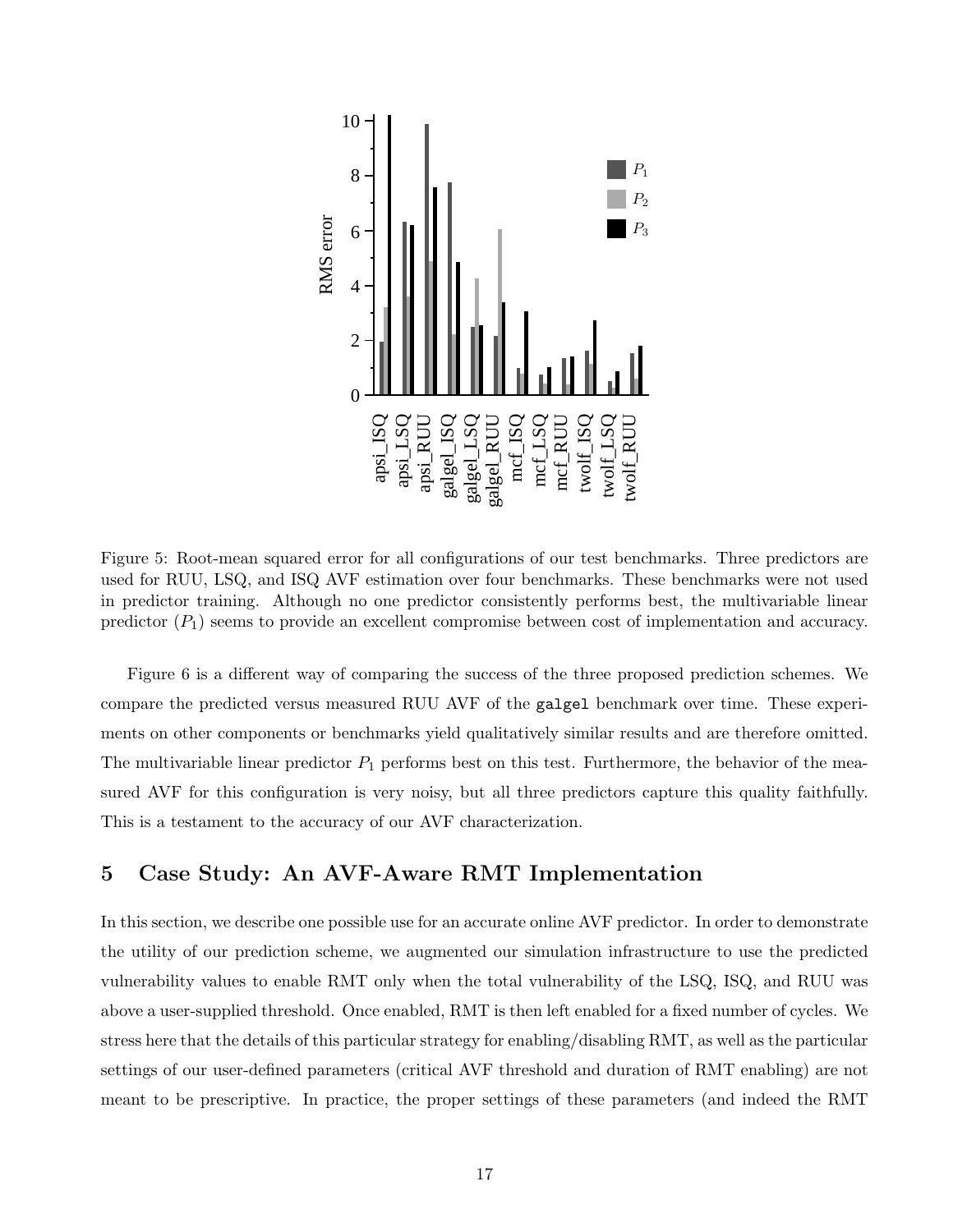Figure 5: Root-mean squared error for all configurations of our test benchmarks. Three predictors are used for RUU, LSQ, and ISQ AVF estimation over four benchmarks. These benchmarks were not used in predictor training. Although no one predictor consistently performs best, the multivariable linear predictor ($P_1$) seems to provide an excellent compromise between cost of implementation and accuracy.

Figure 6 is a different way of comparing the success of the three proposed prediction schemes. We compare the predicted versus measured RUU AVF of the galgel benchmark over time. These experiments on other components or benchmarks yield qualitatively similar results and are therefore omitted. The multivariable linear predictor $P_1$ performs best on this test. Furthermore, the behavior of the measured AVF for this configuration is very noisy, but all three predictors capture this quality faithfully. This is a testament to the accuracy of our AVF characterization.

## 5 Case Study: An AVF-Aware RMT Implementation

In this section, we describe one possible use for an accurate online AVF predictor. In order to demonstrate the utility of our prediction scheme, we augmented our simulation infrastructure to use the predicted vulnerability values to enable RMT only when the total vulnerability of the LSQ, ISQ, and RUU was above a user-supplied threshold. Once enabled, RMT is then left enabled for a fixed number of cycles. We stress here that the details of this particular strategy for enabling/disabling RMT, as well as the particular settings of our user-defined parameters (critical AVF threshold and duration of RMT enabling) are not meant to be prescriptive. In practice, the proper settings of these parameters (and indeed the RMT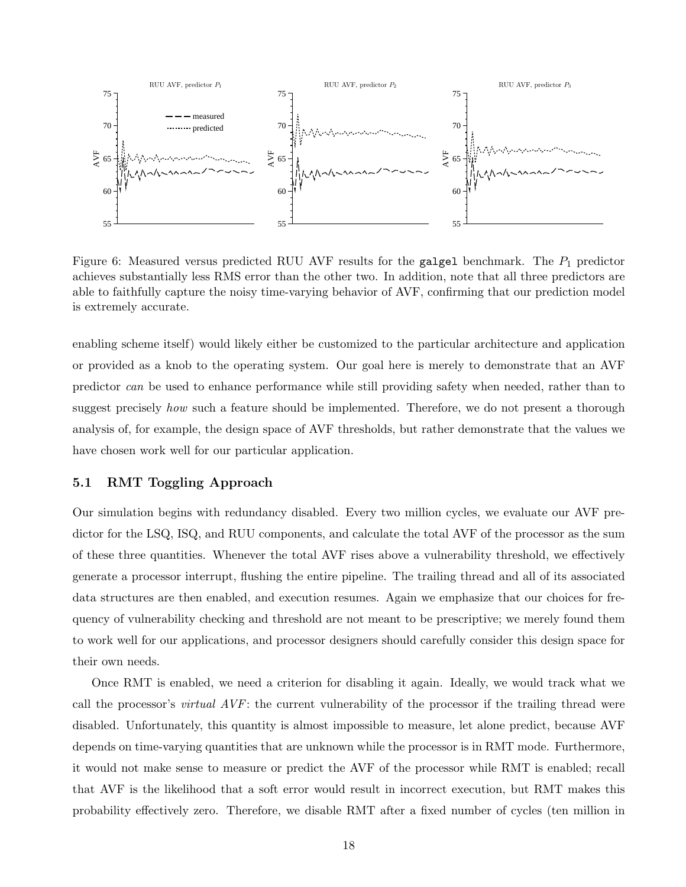RUU AVF, predictor $P_1$

75
70
65
60
55

AVF

measured
predicted

RUU AVF, predictor $P_2$

75
70
65
60
55

AVF

RUU AVF, predictor $P_3$

75
70
65
60
55

AVF

Figure 6: Measured versus predicted RUU AVF results for the `galgel` benchmark. The $P_1$ predictor achieves substantially less RMS error than the other two. In addition, note that all three predictors are able to faithfully capture the noisy time-varying behavior of AVF, confirming that our prediction model is extremely accurate.

enabling scheme itself) would likely either be customized to the particular architecture and application or provided as a knob to the operating system. Our goal here is merely to demonstrate that an AVF predictor *can* be used to enhance performance while still providing safety when needed, rather than to suggest precisely *how* such a feature should be implemented. Therefore, we do not present a thorough analysis of, for example, the design space of AVF thresholds, but rather demonstrate that the values we have chosen work well for our particular application.

### 5.1 RMT Toggling Approach

Our simulation begins with redundancy disabled. Every two million cycles, we evaluate our AVF predictor for the LSQ, ISQ, and RUU components, and calculate the total AVF of the processor as the sum of these three quantities. Whenever the total AVF rises above a vulnerability threshold, we effectively generate a processor interrupt, flushing the entire pipeline. The trailing thread and all of its associated data structures are then enabled, and execution resumes. Again we emphasize that our choices for frequency of vulnerability checking and threshold are not meant to be prescriptive; we merely found them to work well for our applications, and processor designers should carefully consider this design space for their own needs.

Once RMT is enabled, we need a criterion for disabling it again. Ideally, we would track what we call the processor's *virtual AVF*: the current vulnerability of the processor if the trailing thread were disabled. Unfortunately, this quantity is almost impossible to measure, let alone predict, because AVF depends on time-varying quantities that are unknown while the processor is in RMT mode. Furthermore, it would not make sense to measure or predict the AVF of the processor while RMT is enabled; recall that AVF is the likelihood that a soft error would result in incorrect execution, but RMT makes this probability effectively zero. Therefore, we disable RMT after a fixed number of cycles (ten million in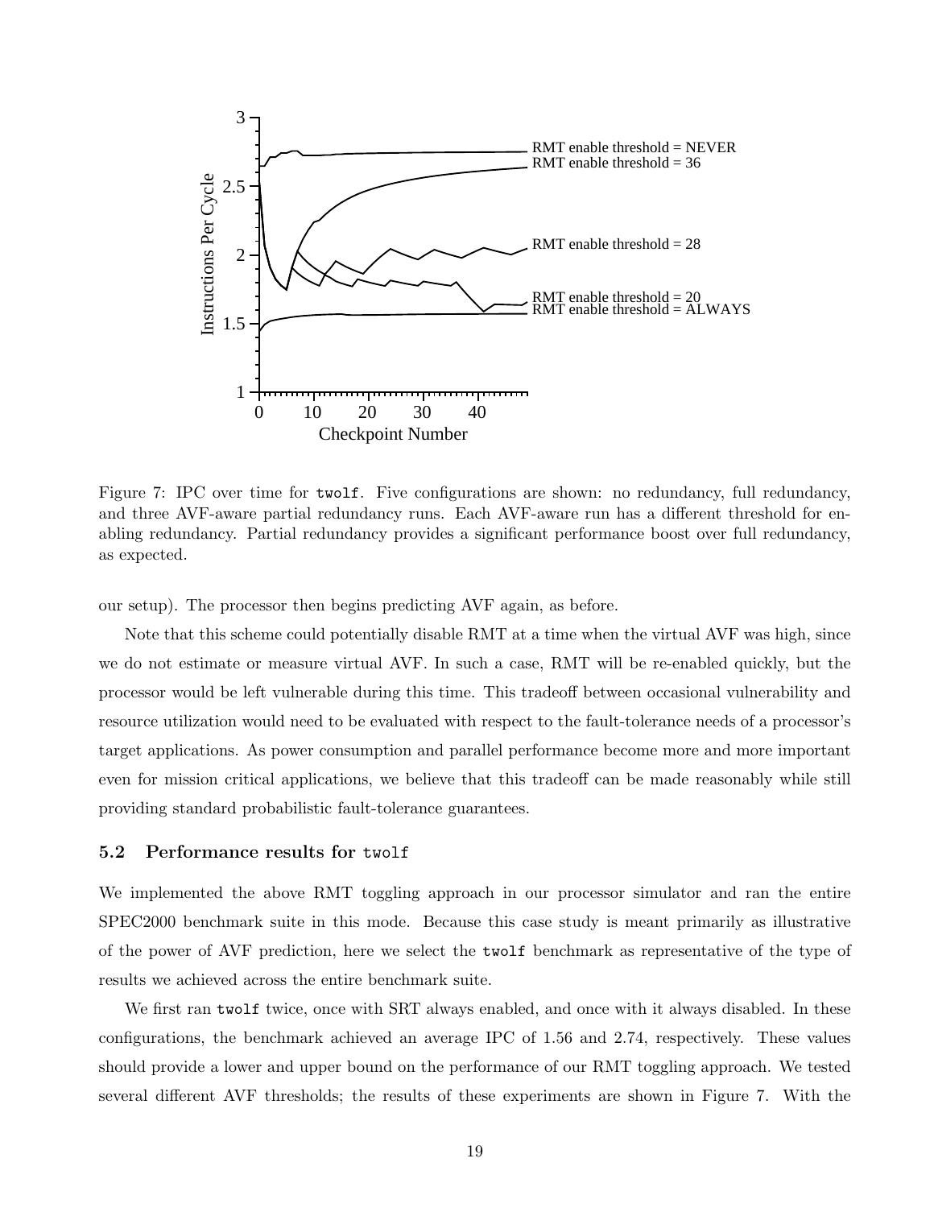Figure 7: IPC over time for `twolf`. Five configurations are shown: no redundancy, full redundancy, and three AVF-aware partial redundancy runs. Each AVF-aware run has a different threshold for enabling redundancy. Partial redundancy provides a significant performance boost over full redundancy, as expected.

our setup). The processor then begins predicting AVF again, as before.

Note that this scheme could potentially disable RMT at a time when the virtual AVF was high, since we do not estimate or measure virtual AVF. In such a case, RMT will be re-enabled quickly, but the processor would be left vulnerable during this time. This tradeoff between occasional vulnerability and resource utilization would need to be evaluated with respect to the fault-tolerance needs of a processor's target applications. As power consumption and parallel performance become more and more important even for mission critical applications, we believe that this tradeoff can be made reasonably while still providing standard probabilistic fault-tolerance guarantees.

### 5.2 Performance results for `twolf`

We implemented the above RMT toggling approach in our processor simulator and ran the entire SPEC2000 benchmark suite in this mode. Because this case study is meant primarily as illustrative of the power of AVF prediction, here we select the `twolf` benchmark as representative of the type of results we achieved across the entire benchmark suite.

We first ran `twolf` twice, once with SRT always enabled, and once with it always disabled. In these configurations, the benchmark achieved an average IPC of 1.56 and 2.74, respectively. These values should provide a lower and upper bound on the performance of our RMT toggling approach. We tested several different AVF thresholds; the results of these experiments are shown in Figure 7. With the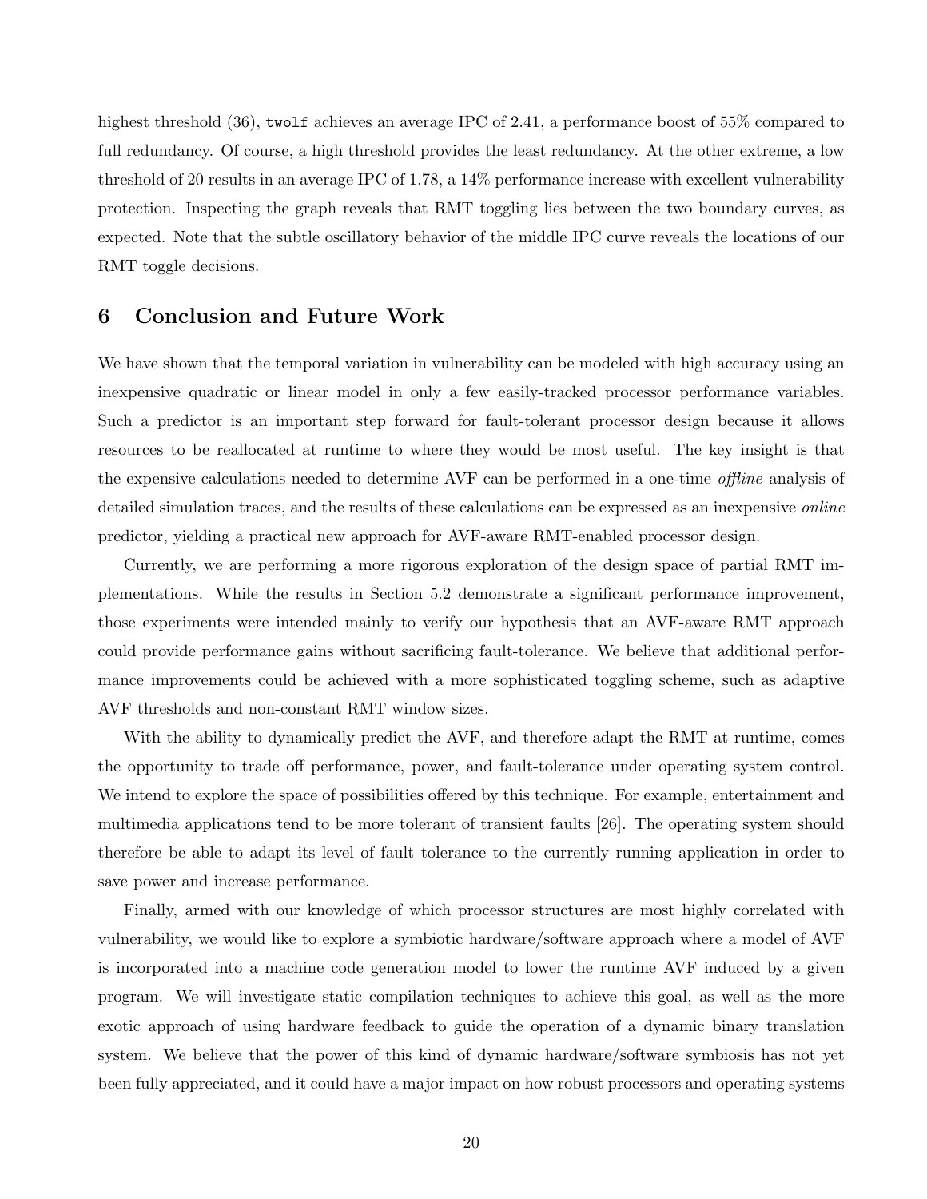highest threshold (36), `twolf` achieves an average IPC of 2.41, a performance boost of 55% compared to full redundancy. Of course, a high threshold provides the least redundancy. At the other extreme, a low threshold of 20 results in an average IPC of 1.78, a 14% performance increase with excellent vulnerability protection. Inspecting the graph reveals that RMT toggling lies between the two boundary curves, as expected. Note that the subtle oscillatory behavior of the middle IPC curve reveals the locations of our RMT toggle decisions.

## 6 Conclusion and Future Work

We have shown that the temporal variation in vulnerability can be modeled with high accuracy using an inexpensive quadratic or linear model in only a few easily-tracked processor performance variables. Such a predictor is an important step forward for fault-tolerant processor design because it allows resources to be reallocated at runtime to where they would be most useful. The key insight is that the expensive calculations needed to determine AVF can be performed in a one-time *offline* analysis of detailed simulation traces, and the results of these calculations can be expressed as an inexpensive *online* predictor, yielding a practical new approach for AVF-aware RMT-enabled processor design.

Currently, we are performing a more rigorous exploration of the design space of partial RMT implementations. While the results in Section 5.2 demonstrate a significant performance improvement, those experiments were intended mainly to verify our hypothesis that an AVF-aware RMT approach could provide performance gains without sacrificing fault-tolerance. We believe that additional performance improvements could be achieved with a more sophisticated toggling scheme, such as adaptive AVF thresholds and non-constant RMT window sizes.

With the ability to dynamically predict the AVF, and therefore adapt the RMT at runtime, comes the opportunity to trade off performance, power, and fault-tolerance under operating system control. We intend to explore the space of possibilities offered by this technique. For example, entertainment and multimedia applications tend to be more tolerant of transient faults [26]. The operating system should therefore be able to adapt its level of fault tolerance to the currently running application in order to save power and increase performance.

Finally, armed with our knowledge of which processor structures are most highly correlated with vulnerability, we would like to explore a symbiotic hardware/software approach where a model of AVF is incorporated into a machine code generation model to lower the runtime AVF induced by a given program. We will investigate static compilation techniques to achieve this goal, as well as the more exotic approach of using hardware feedback to guide the operation of a dynamic binary translation system. We believe that the power of this kind of dynamic hardware/software symbiosis has not yet been fully appreciated, and it could have a major impact on how robust processors and operating systems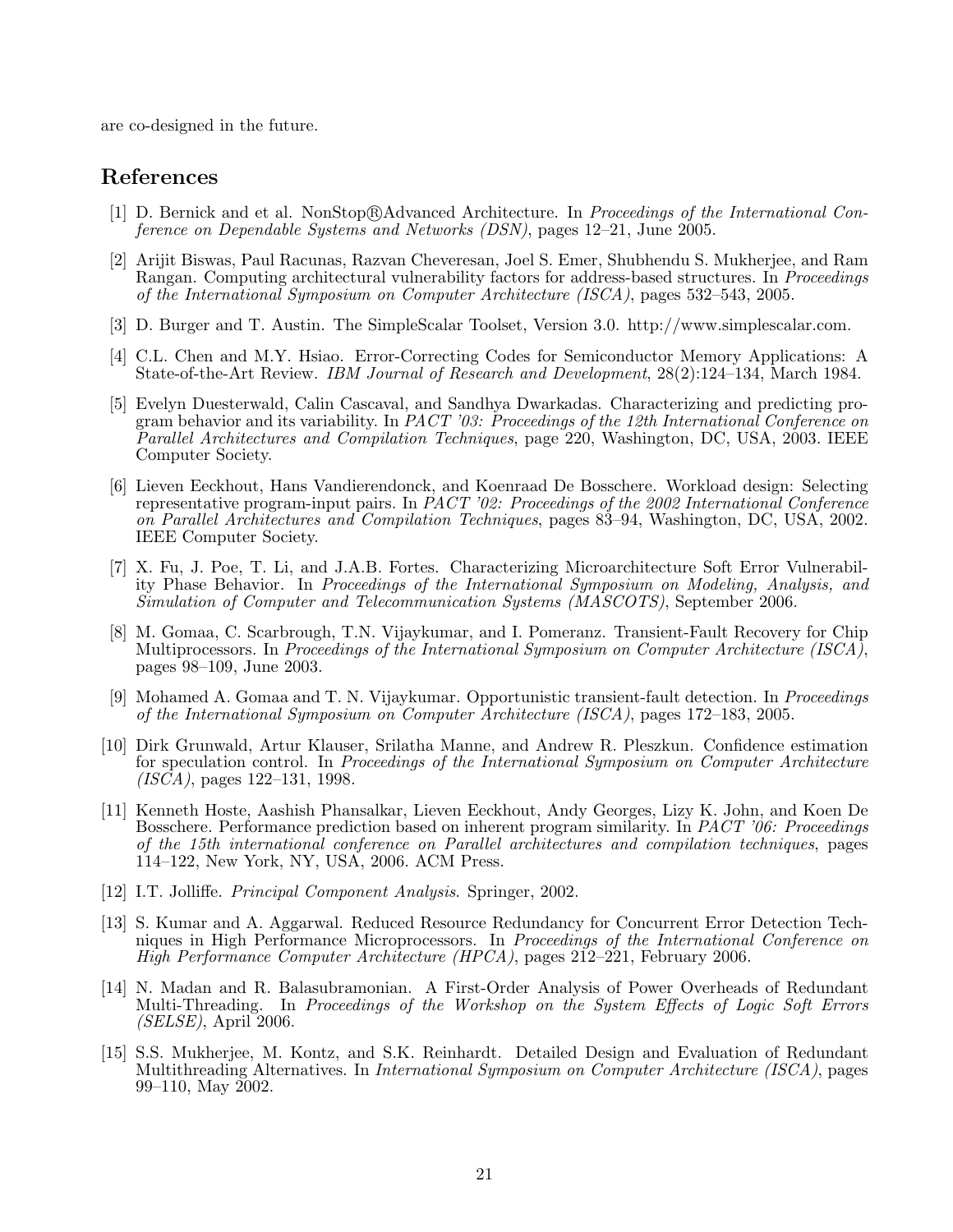are co-designed in the future.

## References

[1] D. Bernick and et al. NonStop®Advanced Architecture. In *Proceedings of the International Conference on Dependable Systems and Networks (DSN)*, pages 12–21, June 2005.

[2] Arijit Biswas, Paul Racunas, Razvan Cheveresan, Joel S. Emer, Shubhendu S. Mukherjee, and Ram Rangan. Computing architectural vulnerability factors for address-based structures. In *Proceedings of the International Symposium on Computer Architecture (ISCA)*, pages 532–543, 2005.

[3] D. Burger and T. Austin. The SimpleScalar Toolset, Version 3.0. http://www.simplescalar.com.

[4] C.L. Chen and M.Y. Hsiao. Error-Correcting Codes for Semiconductor Memory Applications: A State-of-the-Art Review. *IBM Journal of Research and Development*, 28(2):124–134, March 1984.

[5] Evelyn Duesterwald, Calin Cascaval, and Sandhya Dwarkadas. Characterizing and predicting program behavior and its variability. In *PACT '03: Proceedings of the 12th International Conference on Parallel Architectures and Compilation Techniques*, page 220, Washington, DC, USA, 2003. IEEE Computer Society.

[6] Lieven Eeckhout, Hans Vandierendonck, and Koenraad De Bosschere. Workload design: Selecting representative program-input pairs. In *PACT '02: Proceedings of the 2002 International Conference on Parallel Architectures and Compilation Techniques*, pages 83–94, Washington, DC, USA, 2002. IEEE Computer Society.

[7] X. Fu, J. Poe, T. Li, and J.A.B. Fortes. Characterizing Microarchitecture Soft Error Vulnerability Phase Behavior. In *Proceedings of the International Symposium on Modeling, Analysis, and Simulation of Computer and Telecommunication Systems (MASCOTS)*, September 2006.

[8] M. Gomaa, C. Scarbrough, T.N. Vijaykumar, and I. Pomeranz. Transient-Fault Recovery for Chip Multiprocessors. In *Proceedings of the International Symposium on Computer Architecture (ISCA)*, pages 98–109, June 2003.

[9] Mohamed A. Gomaa and T. N. Vijaykumar. Opportunistic transient-fault detection. In *Proceedings of the International Symposium on Computer Architecture (ISCA)*, pages 172–183, 2005.

[10] Dirk Grunwald, Artur Klauser, Srilatha Manne, and Andrew R. Pleszkun. Confidence estimation for speculation control. In *Proceedings of the International Symposium on Computer Architecture (ISCA)*, pages 122–131, 1998.

[11] Kenneth Hoste, Aashish Phansalkar, Lieven Eeckhout, Andy Georges, Lizy K. John, and Koen De Bosschere. Performance prediction based on inherent program similarity. In *PACT '06: Proceedings of the 15th international conference on Parallel architectures and compilation techniques*, pages 114–122, New York, NY, USA, 2006. ACM Press.

[12] I.T. Jolliffe. *Principal Component Analysis*. Springer, 2002.

[13] S. Kumar and A. Aggarwal. Reduced Resource Redundancy for Concurrent Error Detection Techniques in High Performance Microprocessors. In *Proceedings of the International Conference on High Performance Computer Architecture (HPCA)*, pages 212–221, February 2006.

[14] N. Madan and R. Balasubramonian. A First-Order Analysis of Power Overheads of Redundant Multi-Threading. In *Proceedings of the Workshop on the System Effects of Logic Soft Errors (SELSE)*, April 2006.

[15] S.S. Mukherjee, M. Kontz, and S.K. Reinhardt. Detailed Design and Evaluation of Redundant Multithreading Alternatives. In *International Symposium on Computer Architecture (ISCA)*, pages 99–110, May 2002.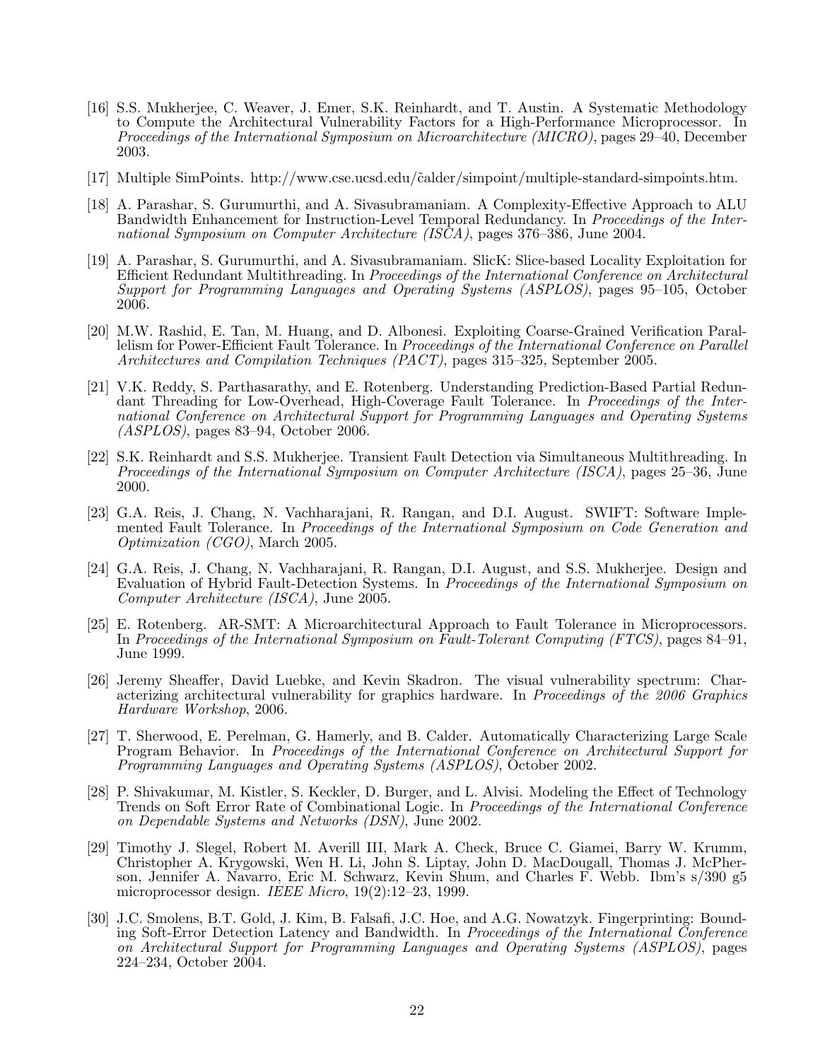[16] S.S. Mukherjee, C. Weaver, J. Emer, S.K. Reinhardt, and T. Austin. A Systematic Methodology to Compute the Architectural Vulnerability Factors for a High-Performance Microprocessor. In *Proceedings of the International Symposium on Microarchitecture (MICRO)*, pages 29–40, December 2003.

[17] Multiple SimPoints. http://www.cse.ucsd.edu/c̃alder/simpoint/multiple-standard-simpoints.htm.

[18] A. Parashar, S. Gurumurthi, and A. Sivasubramaniam. A Complexity-Effective Approach to ALU Bandwidth Enhancement for Instruction-Level Temporal Redundancy. In *Proceedings of the International Symposium on Computer Architecture (ISCA)*, pages 376–386, June 2004.

[19] A. Parashar, S. Gurumurthi, and A. Sivasubramaniam. SlicK: Slice-based Locality Exploitation for Efficient Redundant Multithreading. In *Proceedings of the International Conference on Architectural Support for Programming Languages and Operating Systems (ASPLOS)*, pages 95–105, October 2006.

[20] M.W. Rashid, E. Tan, M. Huang, and D. Albonesi. Exploiting Coarse-Grained Verification Parallelism for Power-Efficient Fault Tolerance. In *Proceedings of the International Conference on Parallel Architectures and Compilation Techniques (PACT)*, pages 315–325, September 2005.

[21] V.K. Reddy, S. Parthasarathy, and E. Rotenberg. Understanding Prediction-Based Partial Redundant Threading for Low-Overhead, High-Coverage Fault Tolerance. In *Proceedings of the International Conference on Architectural Support for Programming Languages and Operating Systems (ASPLOS)*, pages 83–94, October 2006.

[22] S.K. Reinhardt and S.S. Mukherjee. Transient Fault Detection via Simultaneous Multithreading. In *Proceedings of the International Symposium on Computer Architecture (ISCA)*, pages 25–36, June 2000.

[23] G.A. Reis, J. Chang, N. Vachharajani, R. Rangan, and D.I. August. SWIFT: Software Implemented Fault Tolerance. In *Proceedings of the International Symposium on Code Generation and Optimization (CGO)*, March 2005.

[24] G.A. Reis, J. Chang, N. Vachharajani, R. Rangan, D.I. August, and S.S. Mukherjee. Design and Evaluation of Hybrid Fault-Detection Systems. In *Proceedings of the International Symposium on Computer Architecture (ISCA)*, June 2005.

[25] E. Rotenberg. AR-SMT: A Microarchitectural Approach to Fault Tolerance in Microprocessors. In *Proceedings of the International Symposium on Fault-Tolerant Computing (FTCS)*, pages 84–91, June 1999.

[26] Jeremy Sheaffer, David Luebke, and Kevin Skadron. The visual vulnerability spectrum: Characterizing architectural vulnerability for graphics hardware. In *Proceedings of the 2006 Graphics Hardware Workshop*, 2006.

[27] T. Sherwood, E. Perelman, G. Hamerly, and B. Calder. Automatically Characterizing Large Scale Program Behavior. In *Proceedings of the International Conference on Architectural Support for Programming Languages and Operating Systems (ASPLOS)*, October 2002.

[28] P. Shivakumar, M. Kistler, S. Keckler, D. Burger, and L. Alvisi. Modeling the Effect of Technology Trends on Soft Error Rate of Combinational Logic. In *Proceedings of the International Conference on Dependable Systems and Networks (DSN)*, June 2002.

[29] Timothy J. Slegel, Robert M. Averill III, Mark A. Check, Bruce C. Giamei, Barry W. Krumm, Christopher A. Krygowski, Wen H. Li, John S. Liptay, John D. MacDougall, Thomas J. McPherson, Jennifer A. Navarro, Eric M. Schwarz, Kevin Shum, and Charles F. Webb. Ibm's s/390 g5 microprocessor design. *IEEE Micro*, 19(2):12–23, 1999.

[30] J.C. Smolens, B.T. Gold, J. Kim, B. Falsafi, J.C. Hoe, and A.G. Nowatzyk. Fingerprinting: Bounding Soft-Error Detection Latency and Bandwidth. In *Proceedings of the International Conference on Architectural Support for Programming Languages and Operating Systems (ASPLOS)*, pages 224–234, October 2004.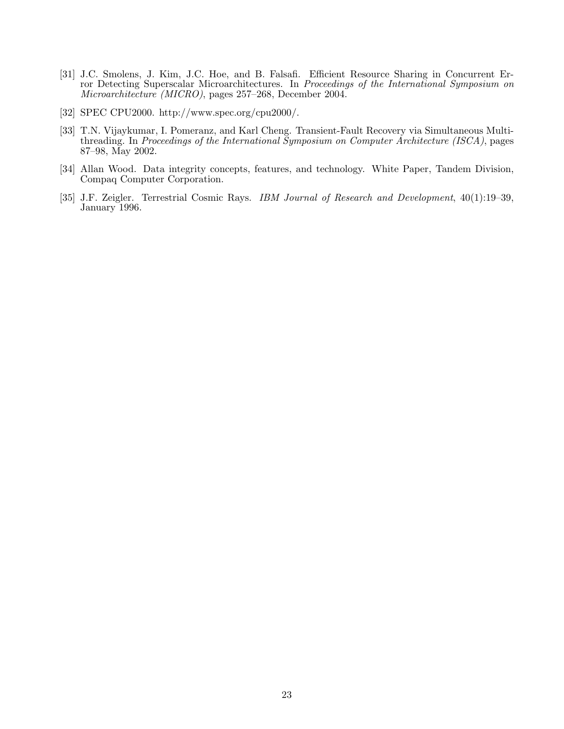[31] J.C. Smolens, J. Kim, J.C. Hoe, and B. Falsafi. Efficient Resource Sharing in Concurrent Error Detecting Superscalar Microarchitectures. In *Proceedings of the International Symposium on Microarchitecture (MICRO)*, pages 257–268, December 2004.

[32] SPEC CPU2000. http://www.spec.org/cpu2000/.

[33] T.N. Vijaykumar, I. Pomeranz, and Karl Cheng. Transient-Fault Recovery via Simultaneous Multithreading. In *Proceedings of the International Symposium on Computer Architecture (ISCA)*, pages 87–98, May 2002.

[34] Allan Wood. Data integrity concepts, features, and technology. White Paper, Tandem Division, Compaq Computer Corporation.

[35] J.F. Zeigler. Terrestrial Cosmic Rays. *IBM Journal of Research and Development*, 40(1):19–39, January 1996.